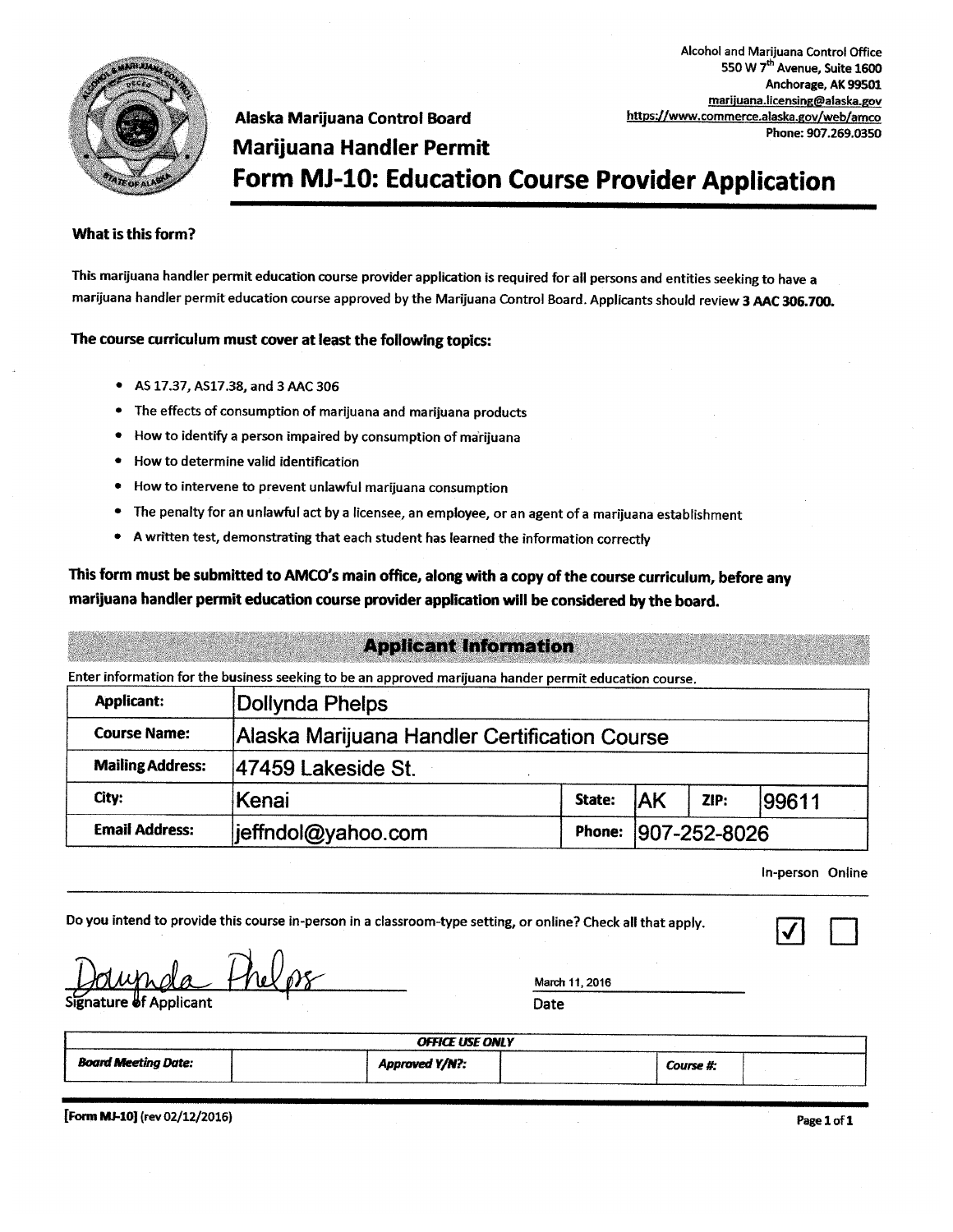Alcohol and Marijuana Control Office
550 W 7th Avenue, Suite 1600
Anchorage, AK 99501
marijuana.licensing@alaska.gov
https://www.commerce.alaska.gov/web/amco
Phone: 907.269.0350

**Alaska Marijuana Control Board**

## Marijuana Handler Permit

# Form MJ-10: Education Course Provider Application

**What is this form?**

This marijuana handler permit education course provider application is required for all persons and entities seeking to have a marijuana handler permit education course approved by the Marijuana Control Board. Applicants should review **3 AAC 306.700.**

**The course curriculum must cover at least the following topics:**

- AS 17.37, AS17.38, and 3 AAC 306
- The effects of consumption of marijuana and marijuana products
- How to identify a person impaired by consumption of marijuana
- How to determine valid identification
- How to intervene to prevent unlawful marijuana consumption
- The penalty for an unlawful act by a licensee, an employee, or an agent of a marijuana establishment
- A written test, demonstrating that each student has learned the information correctly

**This form must be submitted to AMCO's main office, along with a copy of the course curriculum, before any marijuana handler permit education course provider application will be considered by the board.**

## Applicant Information

Enter information for the business seeking to be an approved marijuana hander permit education course.

| | | | | | |
|---|---|---|---|---|---|
| **Applicant:** | Dollynda Phelps | | | | |
| **Course Name:** | Alaska Marijuana Handler Certification Course | | | | |
| **Mailing Address:** | 47459 Lakeside St. | | | | |
| **City:** | Kenai | **State:** | AK | **ZIP:** | 99611 |
| **Email Address:** | jeffndol@yahoo.com | **Phone:** | 907-252-8026 | | |

Do you intend to provide this course in-person in a classroom-type setting, or online? Check all that apply.

In-person: ☑ Online: ☐

Signature of Applicant: [signature] Date: March 11, 2016

| *OFFICE USE ONLY* | | | | | |
|---|---|---|---|---|---|
| ***Board Meeting Date:*** | | ***Approved Y/N?:*** | | ***Course #:*** | |

[Form MJ-10] (rev 02/12/2016)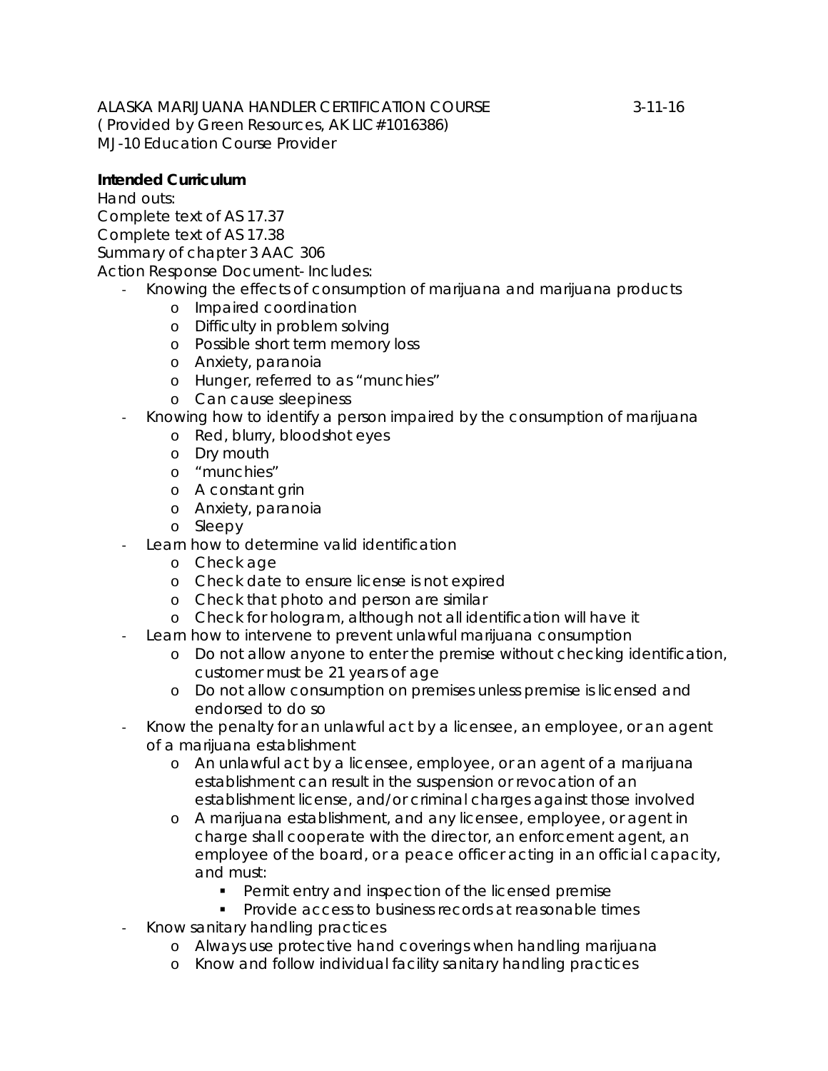ALASKA MARIJUANA HANDLER CERTIFICATION COURSE 3-11-16
( Provided by Green Resources, AK LIC#1016386)
MJ-10 Education Course Provider

**Intended Curriculum**

Hand outs:
Complete text of AS 17.37
Complete text of AS 17.38
Summary of chapter 3 AAC 306
Action Response Document- Includes:

- Knowing the effects of consumption of marijuana and marijuana products
  - Impaired coordination
  - Difficulty in problem solving
  - Possible short term memory loss
  - Anxiety, paranoia
  - Hunger, referred to as "munchies"
  - Can cause sleepiness
- Knowing how to identify a person impaired by the consumption of marijuana
  - Red, blurry, bloodshot eyes
  - Dry mouth
  - "munchies"
  - A constant grin
  - Anxiety, paranoia
  - Sleepy
- Learn how to determine valid identification
  - Check age
  - Check date to ensure license is not expired
  - Check that photo and person are similar
  - Check for hologram, although not all identification will have it
- Learn how to intervene to prevent unlawful marijuana consumption
  - Do not allow anyone to enter the premise without checking identification, customer must be 21 years of age
  - Do not allow consumption on premises unless premise is licensed and endorsed to do so
- Know the penalty for an unlawful act by a licensee, an employee, or an agent of a marijuana establishment
  - An unlawful act by a licensee, employee, or an agent of a marijuana establishment can result in the suspension or revocation of an establishment license, and/or criminal charges against those involved
  - A marijuana establishment, and any licensee, employee, or agent in charge shall cooperate with the director, an enforcement agent, an employee of the board, or a peace officer acting in an official capacity, and must:
    - Permit entry and inspection of the licensed premise
    - Provide access to business records at reasonable times
- Know sanitary handling practices
  - Always use protective hand coverings when handling marijuana
  - Know and follow individual facility sanitary handling practices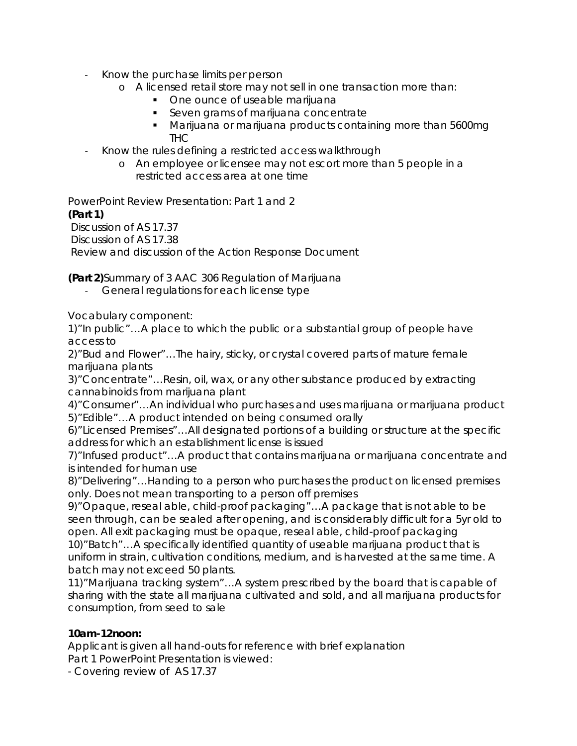- Know the purchase limits per person
  - A licensed retail store may not sell in one transaction more than:
    - One ounce of useable marijuana
    - Seven grams of marijuana concentrate
    - Marijuana or marijuana products containing more than 5600mg THC
- Know the rules defining a restricted access walkthrough
  - An employee or licensee may not escort more than 5 people in a restricted access area at one time

PowerPoint Review Presentation: Part 1 and 2

**(Part 1)**

Discussion of AS 17.37

Discussion of AS 17.38

Review and discussion of the Action Response Document

**(Part 2)**Summary of 3 AAC 306 Regulation of Marijuana

- General regulations for each license type

Vocabulary component:

1)"In public"…A place to which the public or a substantial group of people have access to

2)"Bud and Flower"…The hairy, sticky, or crystal covered parts of mature female marijuana plants

3)"Concentrate"…Resin, oil, wax, or any other substance produced by extracting cannabinoids from marijuana plant

4)"Consumer"…An individual who purchases and uses marijuana or marijuana product

5)"Edible"…A product intended on being consumed orally

6)"Licensed Premises"…All designated portions of a building or structure at the specific address for which an establishment license is issued

7)"Infused product"…A product that contains marijuana or marijuana concentrate and is intended for human use

8)"Delivering"…Handing to a person who purchases the product on licensed premises only. Does not mean transporting to a person off premises

9)"Opaque, reseal able, child-proof packaging"…A package that is not able to be seen through, can be sealed after opening, and is considerably difficult for a 5yr old to open. All exit packaging must be opaque, reseal able, child-proof packaging

10)"Batch"…A specifically identified quantity of useable marijuana product that is uniform in strain, cultivation conditions, medium, and is harvested at the same time. A batch may not exceed 50 plants.

11)"Marijuana tracking system"…A system prescribed by the board that is capable of sharing with the state all marijuana cultivated and sold, and all marijuana products for consumption, from seed to sale

**10am-12noon:**

Applicant is given all hand-outs for reference with brief explanation

Part 1 PowerPoint Presentation is viewed:

- Covering review of AS 17.37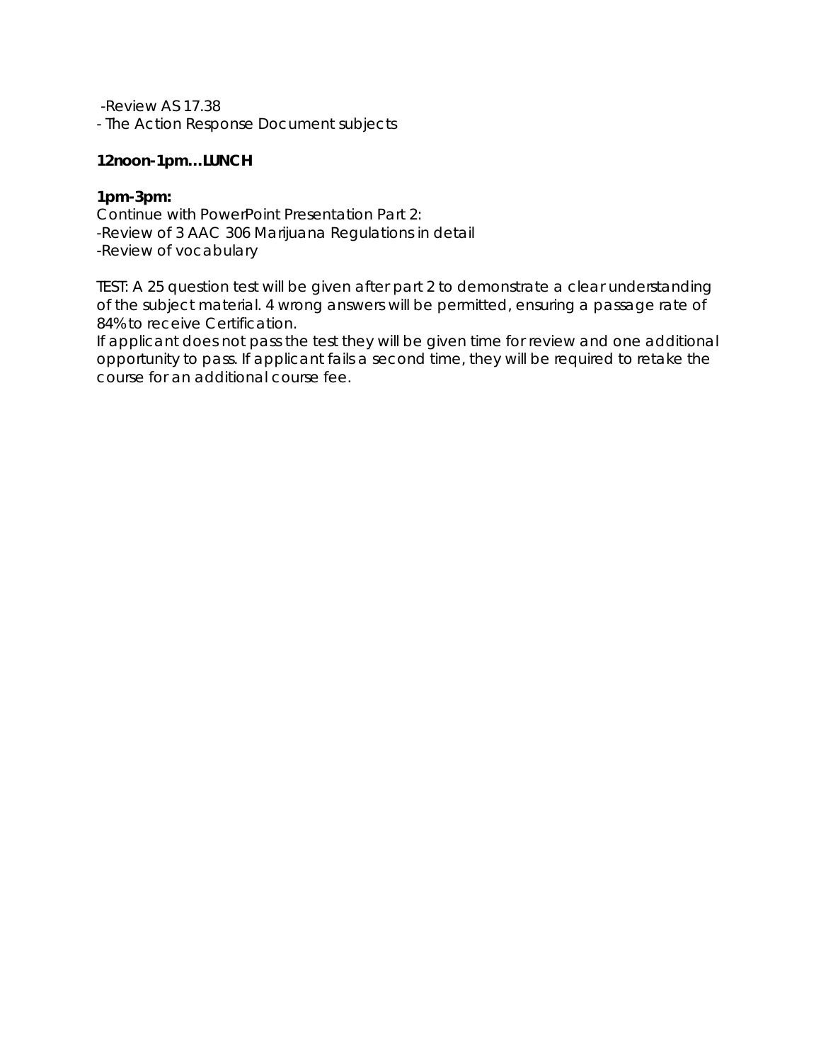-Review AS 17.38
- The Action Response Document subjects

**12noon-1pm…LUNCH**

**1pm-3pm:**
Continue with PowerPoint Presentation Part 2:
-Review of 3 AAC 306 Marijuana Regulations in detail
-Review of vocabulary

TEST: A 25 question test will be given after part 2 to demonstrate a clear understanding of the subject material. 4 wrong answers will be permitted, ensuring a passage rate of 84% to receive Certification.
If applicant does not pass the test they will be given time for review and one additional opportunity to pass. If applicant fails a second time, they will be required to retake the course for an additional course fee.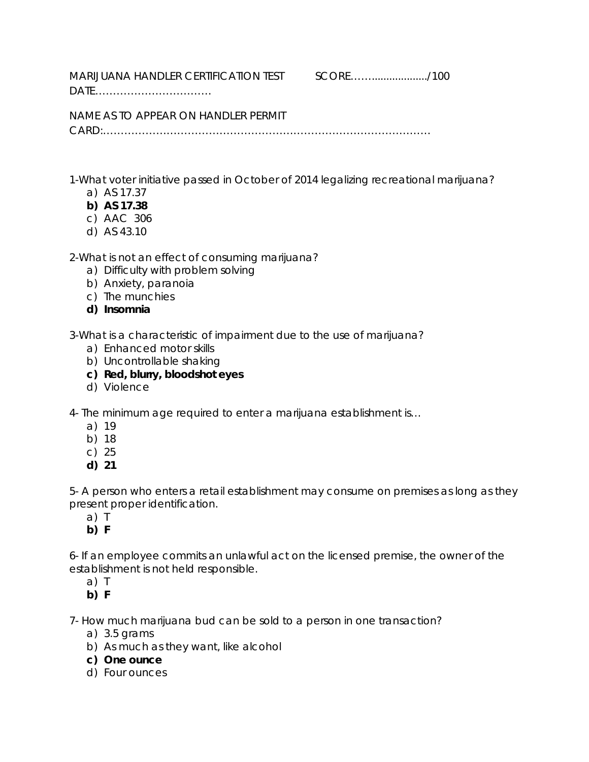MARIJUANA HANDLER CERTIFICATION TEST SCORE……................../100

DATE……………………………

NAME AS TO APPEAR ON HANDLER PERMIT CARD:…………………………………………………………………………………

1-What voter initiative passed in October of 2014 legalizing recreational marijuana?

a) AS 17.37
**b) AS 17.38**
c) AAC 306
d) AS 43.10

2-What is not an effect of consuming marijuana?

a) Difficulty with problem solving
b) Anxiety, paranoia
c) The munchies
**d) Insomnia**

3-What is a characteristic of impairment due to the use of marijuana?

a) Enhanced motor skills
b) Uncontrollable shaking
**c) Red, blurry, bloodshot eyes**
d) Violence

4- The minimum age required to enter a marijuana establishment is…

a) 19
b) 18
c) 25
**d) 21**

5- A person who enters a retail establishment may consume on premises as long as they present proper identification.

a) T
**b) F**

6- If an employee commits an unlawful act on the licensed premise, the owner of the establishment is not held responsible.

a) T
**b) F**

7- How much marijuana bud can be sold to a person in one transaction?

a) 3.5 grams
b) As much as they want, like alcohol
**c) One ounce**
d) Four ounces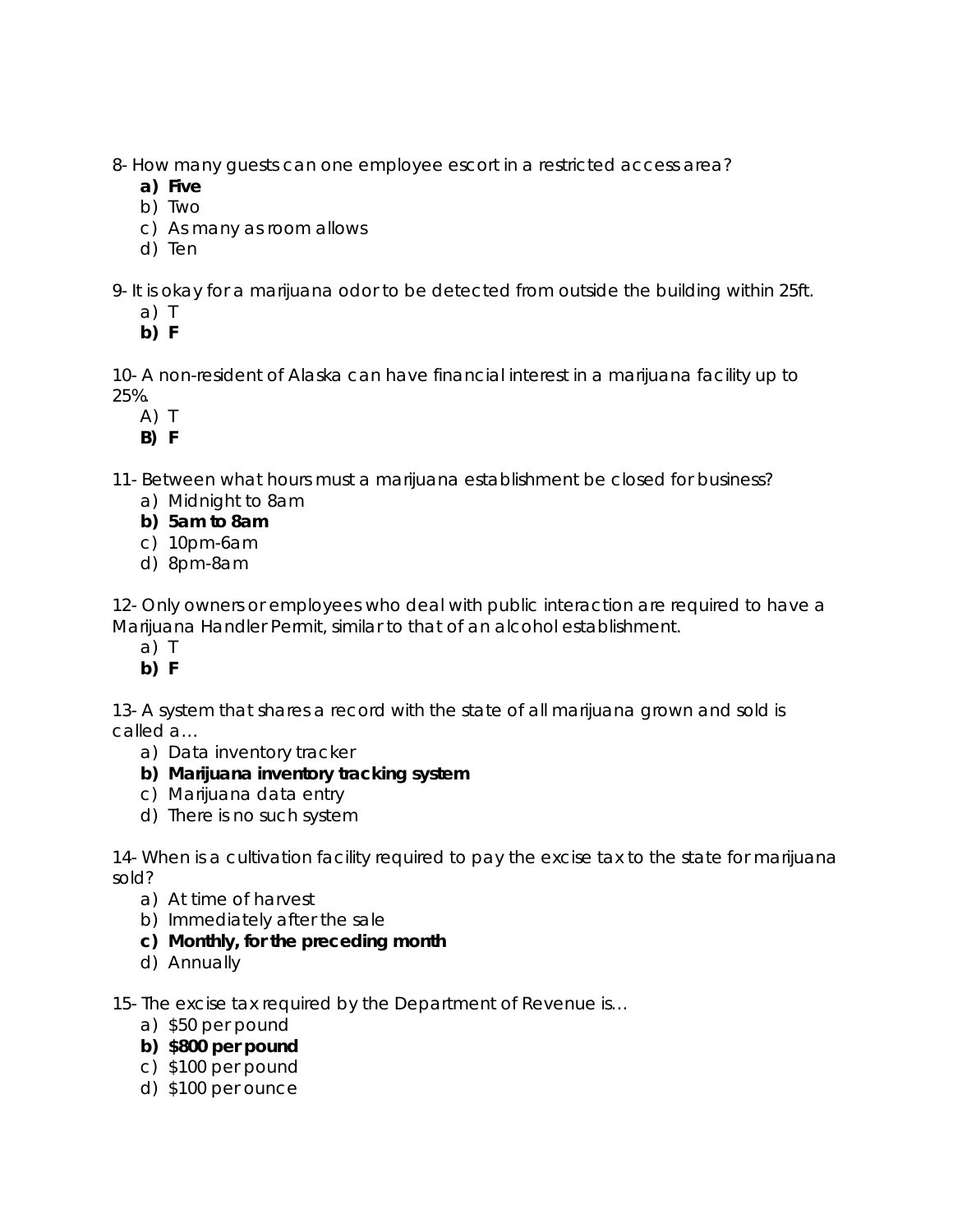8- How many guests can one employee escort in a restricted access area?

a) **Five**
b) Two
c) As many as room allows
d) Ten

9- It is okay for a marijuana odor to be detected from outside the building within 25ft.

a) T
b) **F**

10- A non-resident of Alaska can have financial interest in a marijuana facility up to 25%.

A) T
B) **F**

11- Between what hours must a marijuana establishment be closed for business?

a) Midnight to 8am
b) **5am to 8am**
c) 10pm-6am
d) 8pm-8am

12- Only owners or employees who deal with public interaction are required to have a Marijuana Handler Permit, similar to that of an alcohol establishment.

a) T
b) **F**

13- A system that shares a record with the state of all marijuana grown and sold is called a…

a) Data inventory tracker
b) **Marijuana inventory tracking system**
c) Marijuana data entry
d) There is no such system

14- When is a cultivation facility required to pay the excise tax to the state for marijuana sold?

a) At time of harvest
b) Immediately after the sale
c) **Monthly, for the preceding month**
d) Annually

15- The excise tax required by the Department of Revenue is…

a) $50 per pound
b) **$800 per pound**
c) $100 per pound
d) $100 per ounce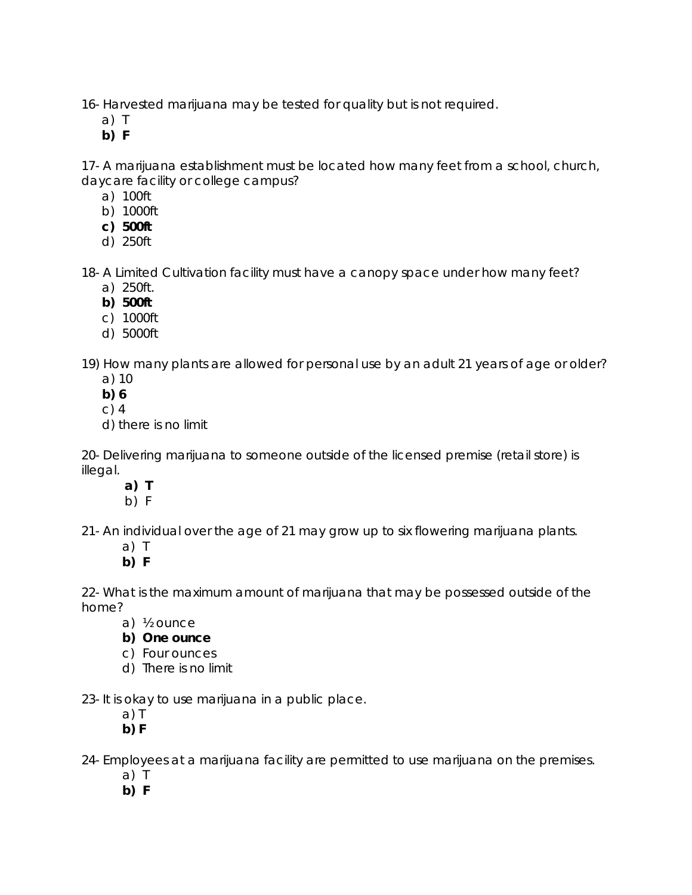16- Harvested marijuana may be tested for quality but is not required.

a) T
**b) F**

17- A marijuana establishment must be located how many feet from a school, church, daycare facility or college campus?

a) 100ft
b) 1000ft
**c) 500ft**
d) 250ft

18- A Limited Cultivation facility must have a canopy space under how many feet?

a) 250ft.
**b) 500ft**
c) 1000ft
d) 5000ft

19) How many plants are allowed for personal use by an adult 21 years of age or older?

a) 10
**b) 6**
c) 4
d) there is no limit

20- Delivering marijuana to someone outside of the licensed premise (retail store) is illegal.

**a) T**
b) F

21- An individual over the age of 21 may grow up to six flowering marijuana plants.

a) T
**b) F**

22- What is the maximum amount of marijuana that may be possessed outside of the home?

a) ½ ounce
**b) One ounce**
c) Four ounces
d) There is no limit

23- It is okay to use marijuana in a public place.

a) T
**b) F**

24- Employees at a marijuana facility are permitted to use marijuana on the premises.

a) T
**b) F**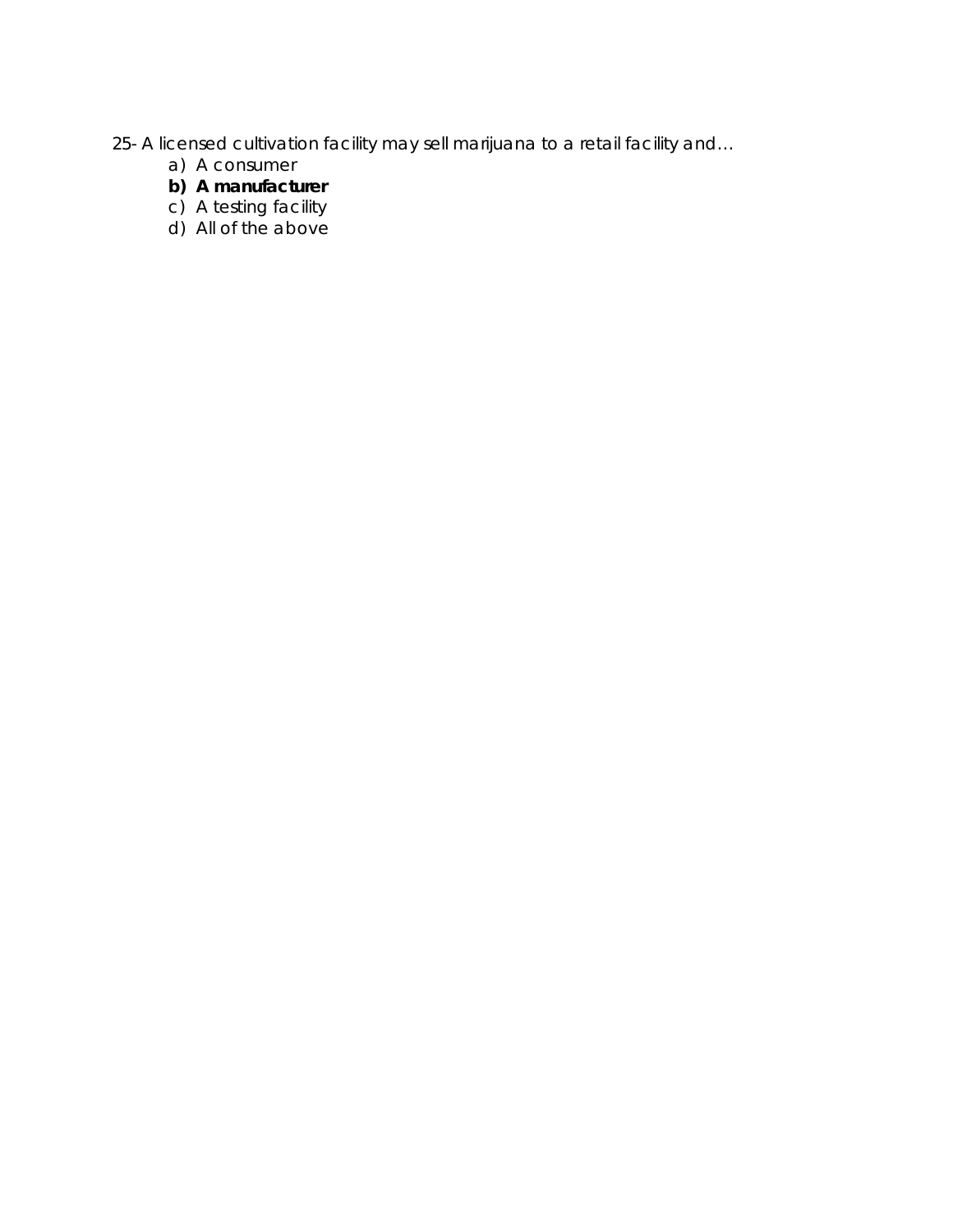25- A licensed cultivation facility may sell marijuana to a retail facility and…

a) A consumer
**b) A manufacturer**
c) A testing facility
d) All of the above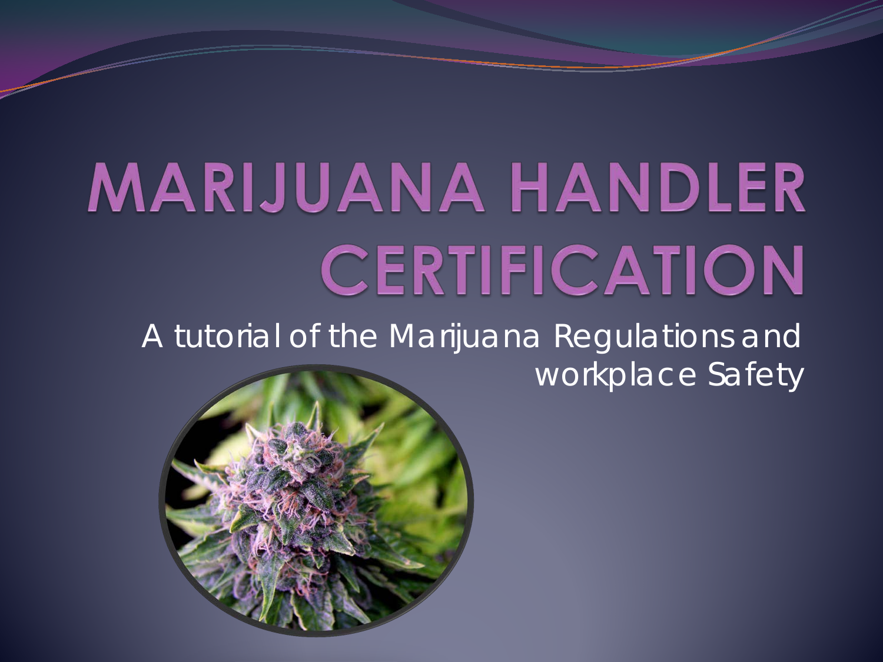# MARIJUANA HANDLER CERTIFICATION

A tutorial of the Marijuana Regulations and workplace Safety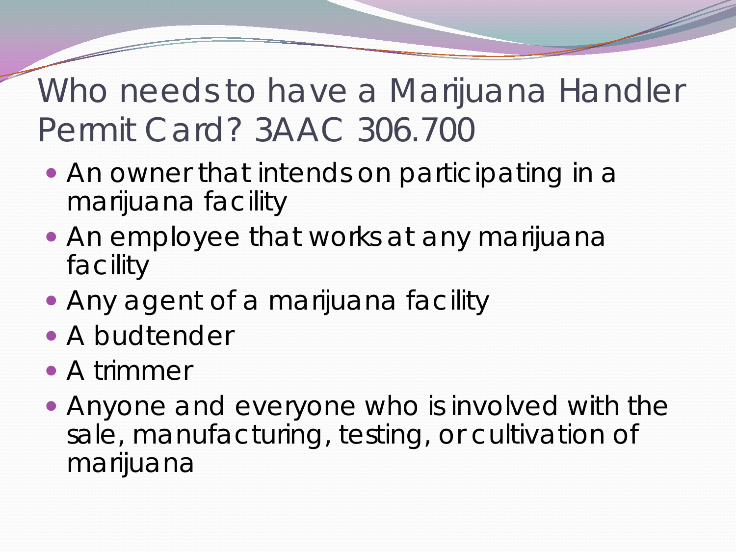# Who needs to have a Marijuana Handler Permit Card? 3AAC 306.700

- An owner that intends on participating in a marijuana facility
- An employee that works at any marijuana facility
- Any agent of a marijuana facility
- A budtender
- A trimmer
- Anyone and everyone who is involved with the sale, manufacturing, testing, or cultivation of marijuana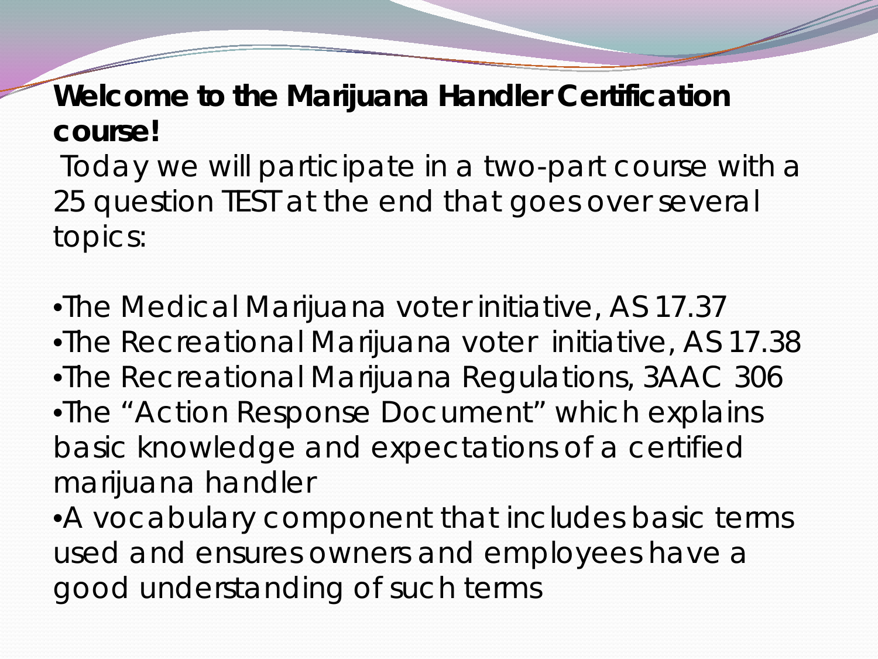**Welcome to the Marijuana Handler Certification course!**

Today we will participate in a two-part course with a 25 question TEST at the end that goes over several topics:

- The Medical Marijuana voter initiative, AS 17.37
- The Recreational Marijuana voter initiative, AS 17.38
- The Recreational Marijuana Regulations, 3AAC 306
- The "Action Response Document" which explains basic knowledge and expectations of a certified marijuana handler
- A vocabulary component that includes basic terms used and ensures owners and employees have a good understanding of such terms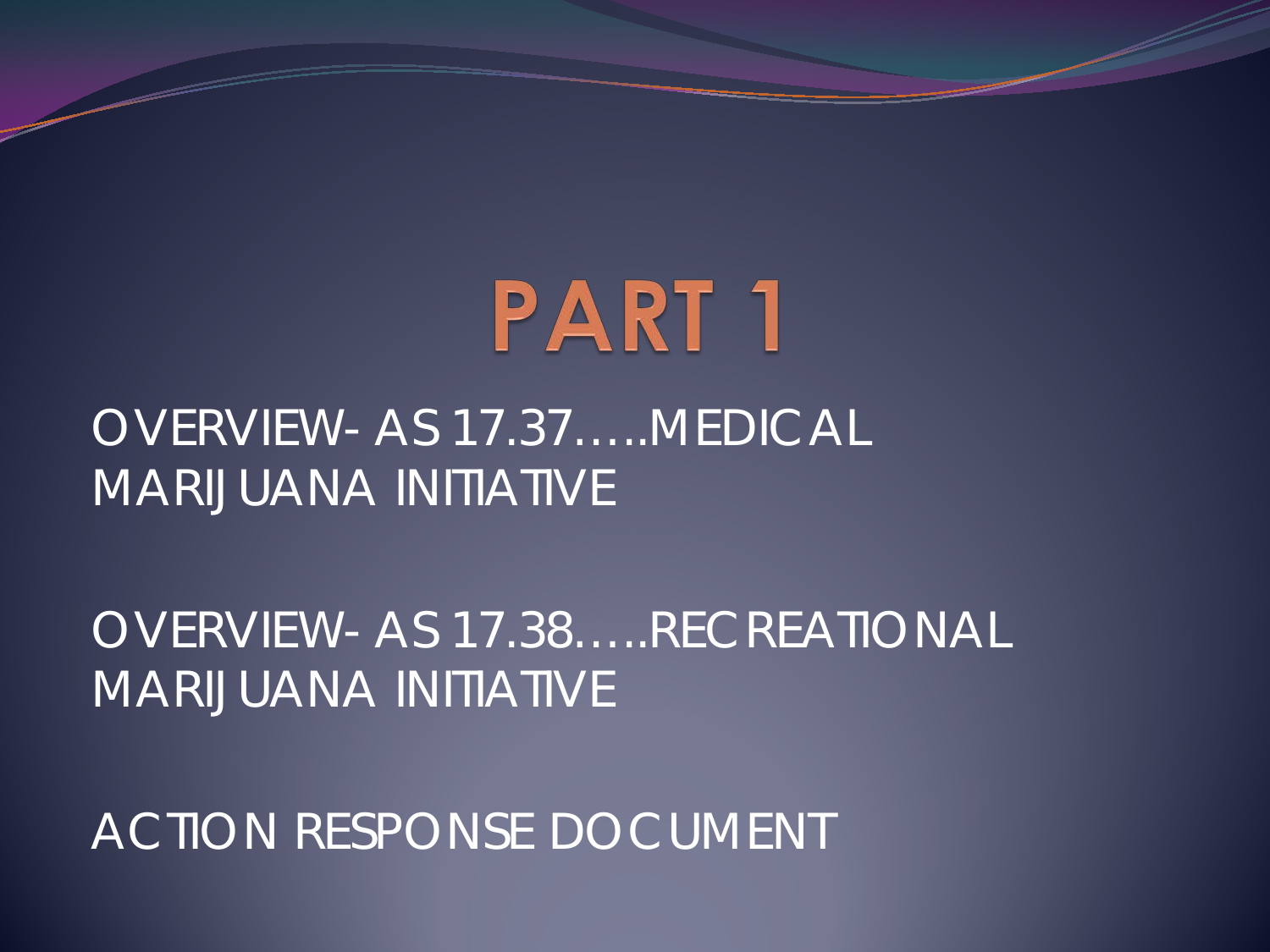# PART 1

OVERVIEW- AS 17.37…..MEDICAL MARIJUANA INITIATIVE

OVERVIEW- AS 17.38…..RECREATIONAL MARIJUANA INITIATIVE

ACTION RESPONSE DOCUMENT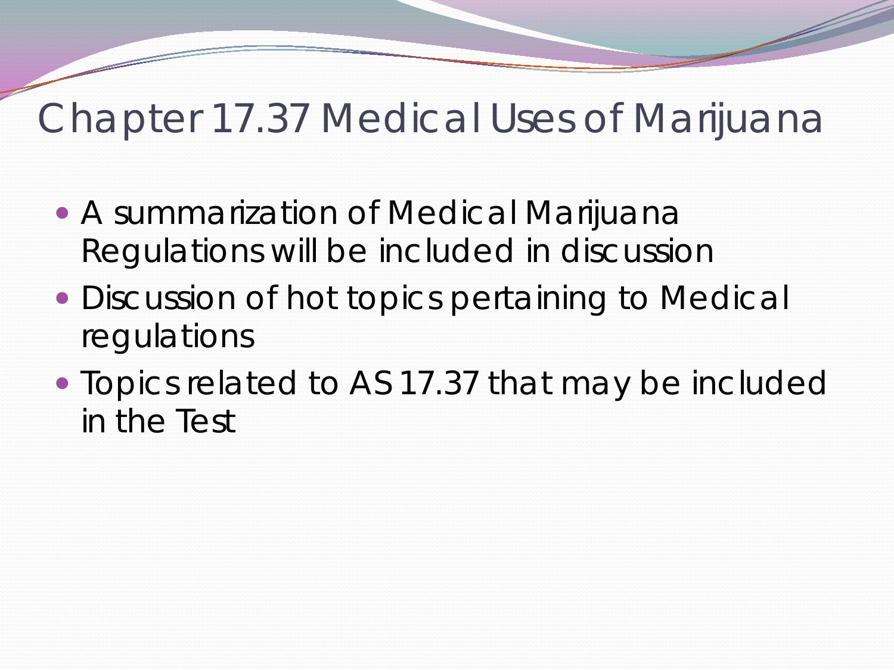# Chapter 17.37 Medical Uses of Marijuana

- A summarization of Medical Marijuana Regulations will be included in discussion
- Discussion of hot topics pertaining to Medical regulations
- Topics related to AS 17.37 that may be included in the Test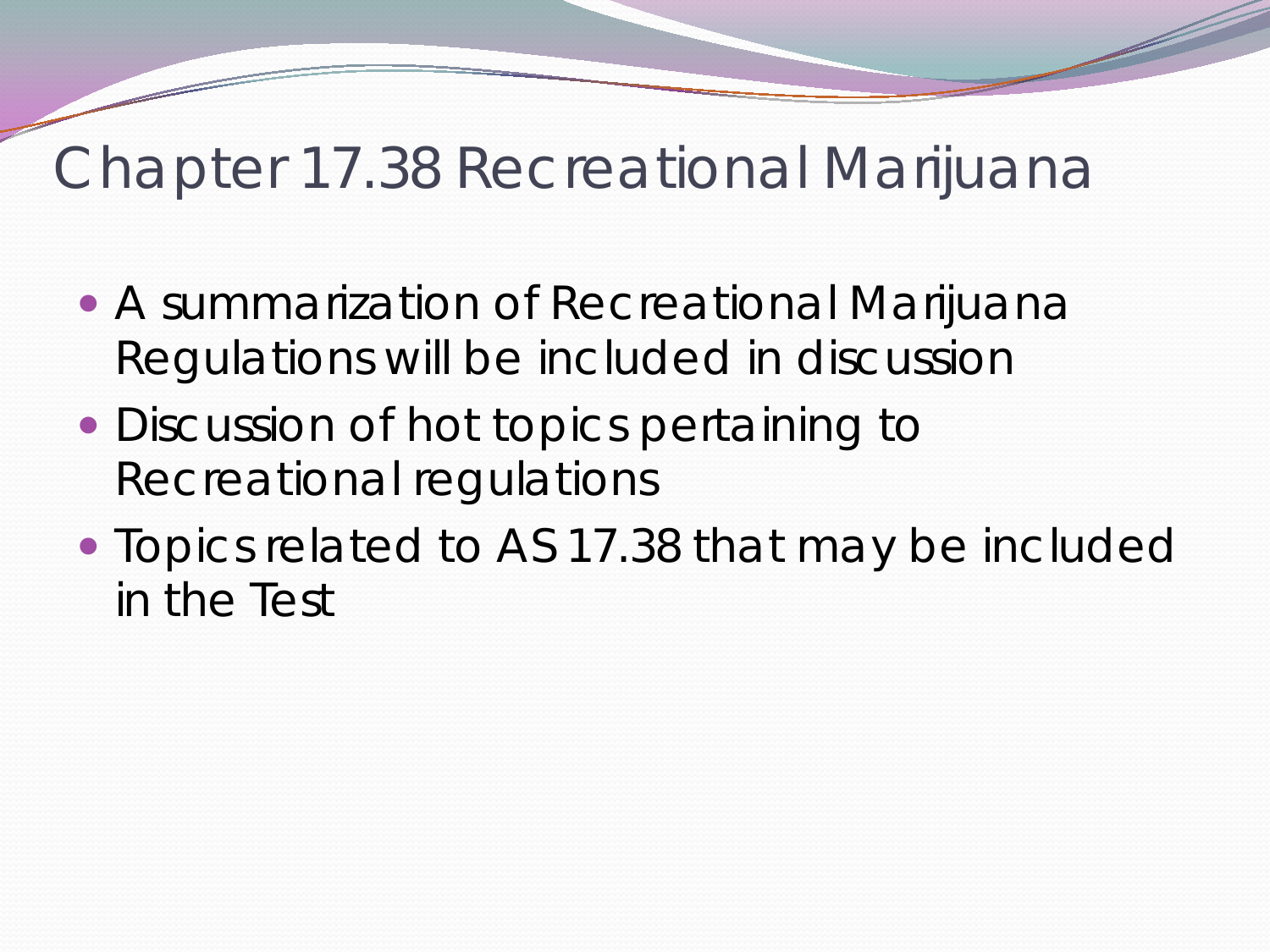# Chapter 17.38 Recreational Marijuana

- A summarization of Recreational Marijuana Regulations will be included in discussion
- Discussion of hot topics pertaining to Recreational regulations
- Topics related to AS 17.38 that may be included in the Test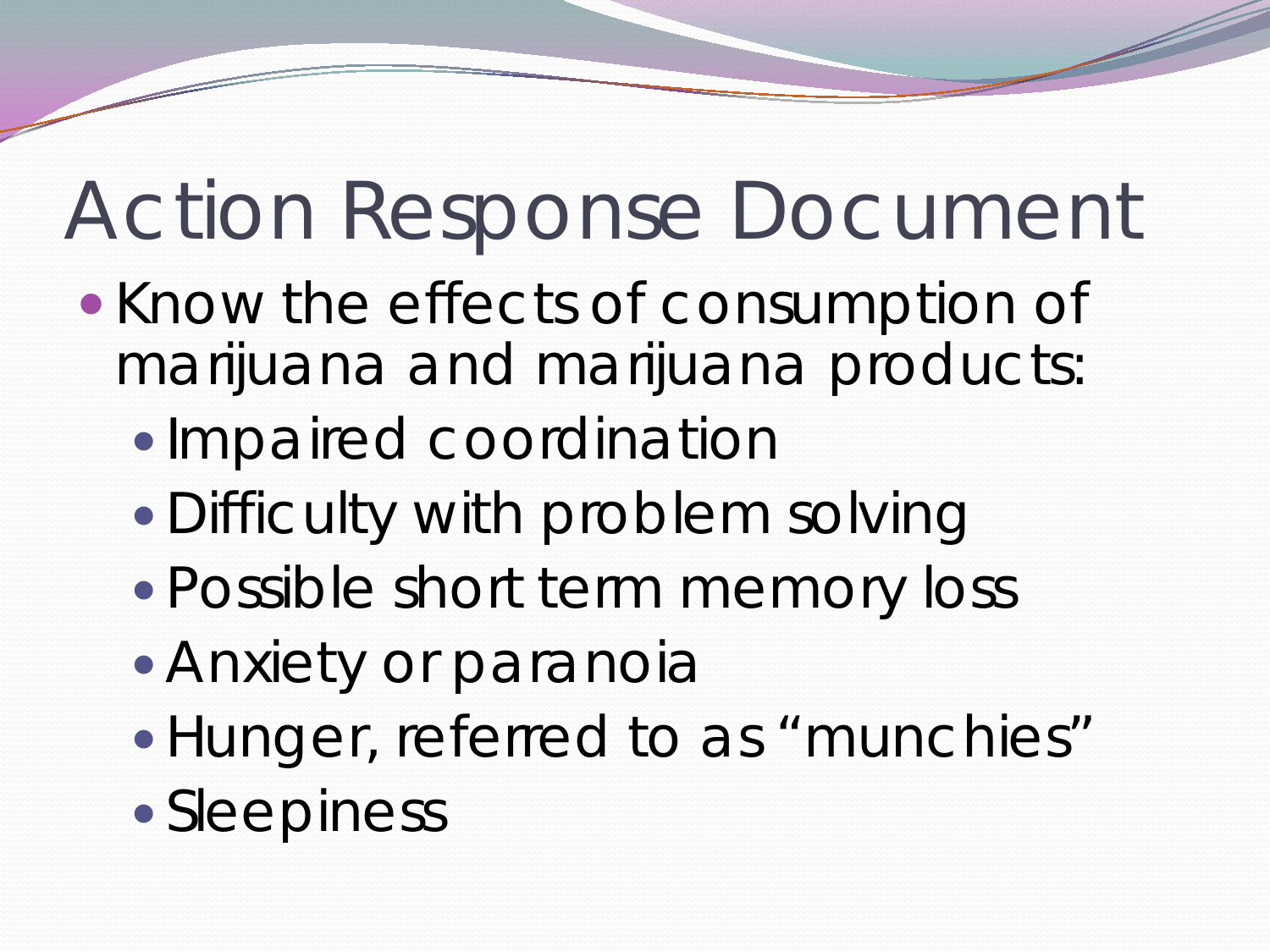# Action Response Document

- Know the effects of consumption of marijuana and marijuana products:
  - Impaired coordination
  - Difficulty with problem solving
  - Possible short term memory loss
  - Anxiety or paranoia
  - Hunger, referred to as "munchies"
  - Sleepiness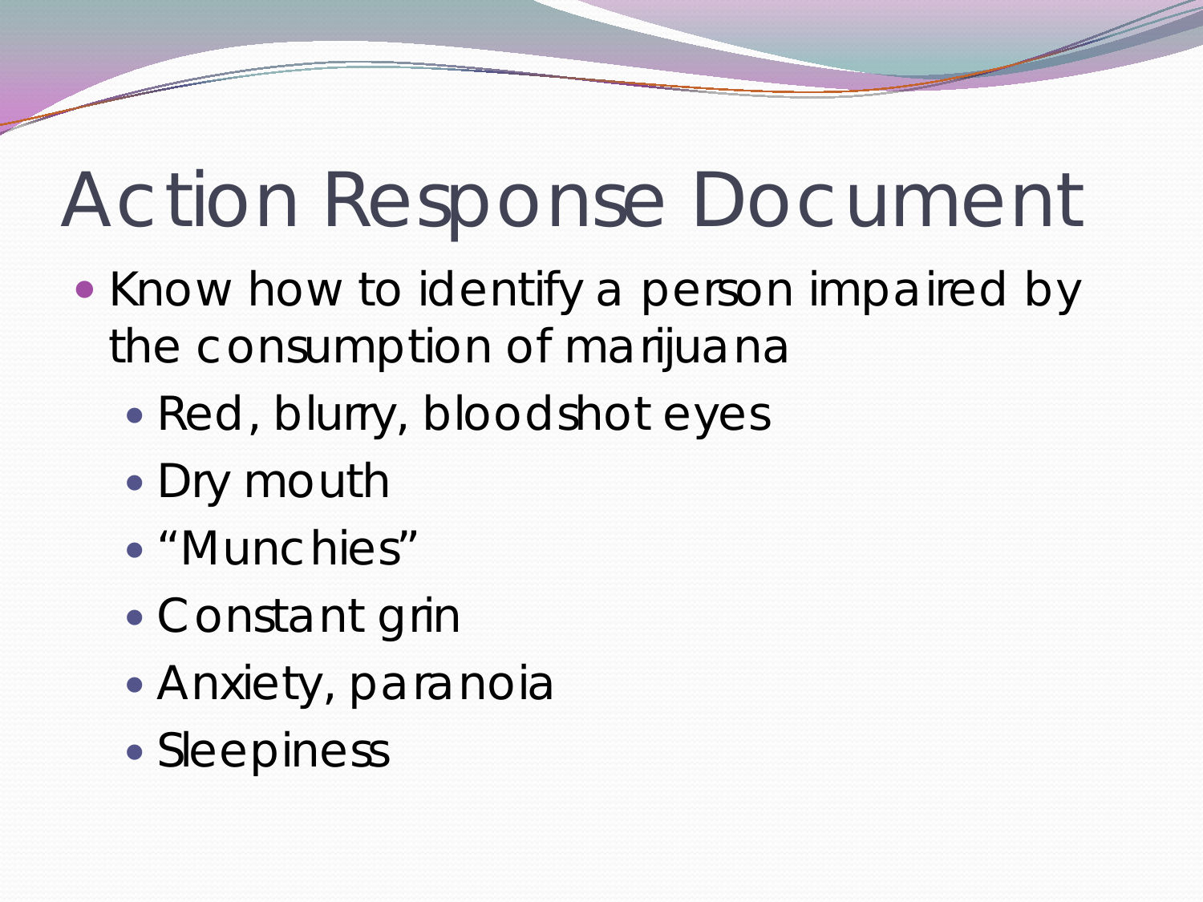# Action Response Document

- Know how to identify a person impaired by the consumption of marijuana
  - Red, blurry, bloodshot eyes
  - Dry mouth
  - "Munchies"
  - Constant grin
  - Anxiety, paranoia
  - Sleepiness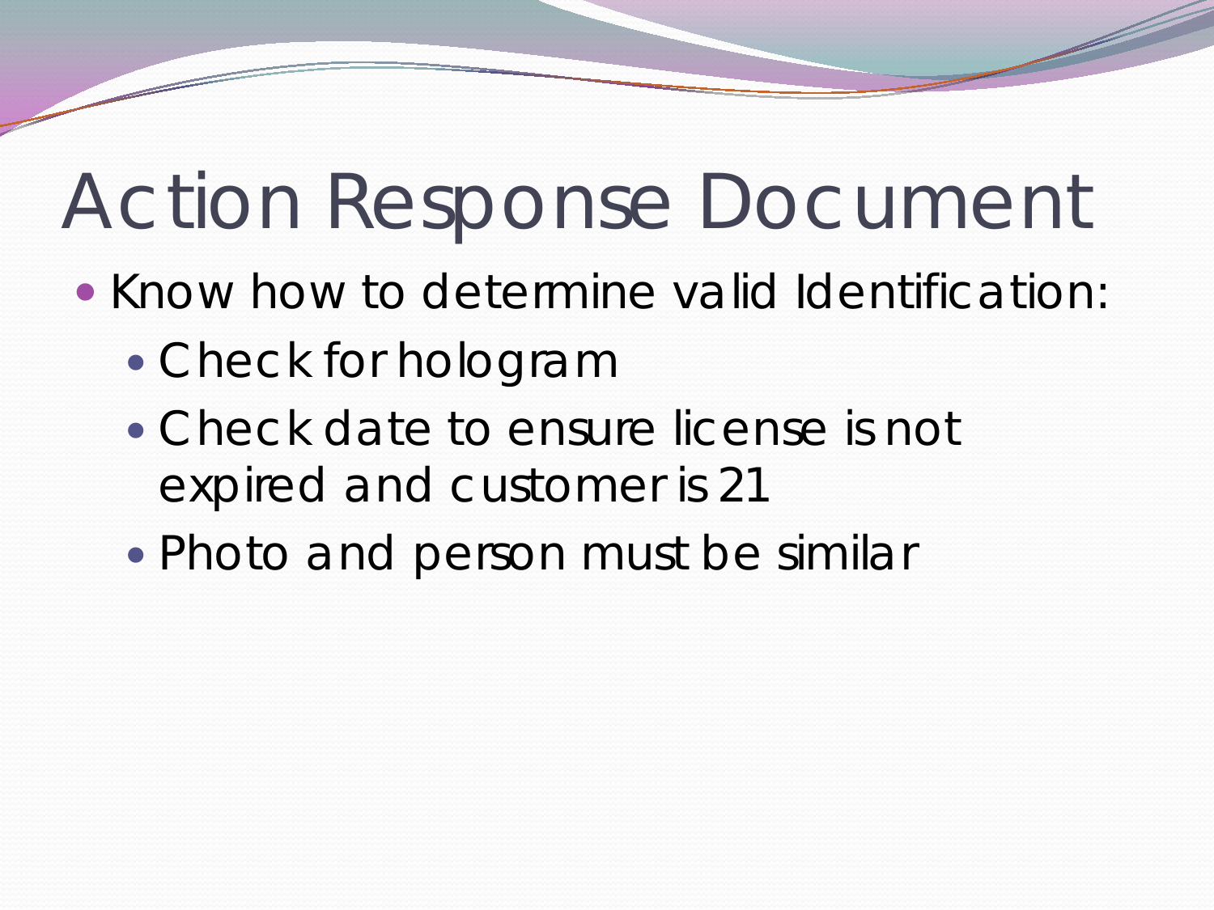# Action Response Document

- Know how to determine valid Identification:
  - Check for hologram
  - Check date to ensure license is not expired and customer is 21
  - Photo and person must be similar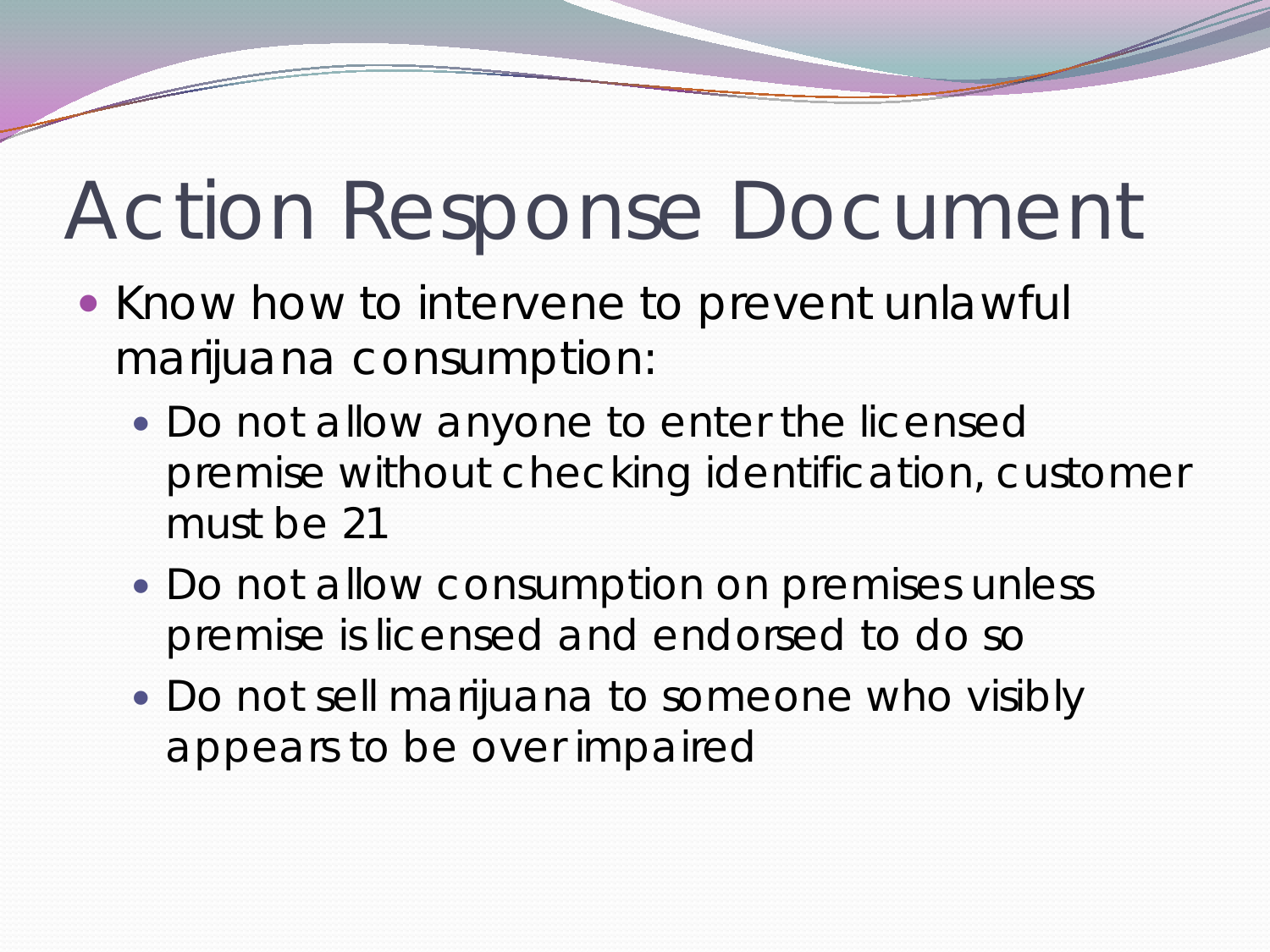# Action Response Document

- Know how to intervene to prevent unlawful marijuana consumption:
  - Do not allow anyone to enter the licensed premise without checking identification, customer must be 21
  - Do not allow consumption on premises unless premise is licensed and endorsed to do so
  - Do not sell marijuana to someone who visibly appears to be over impaired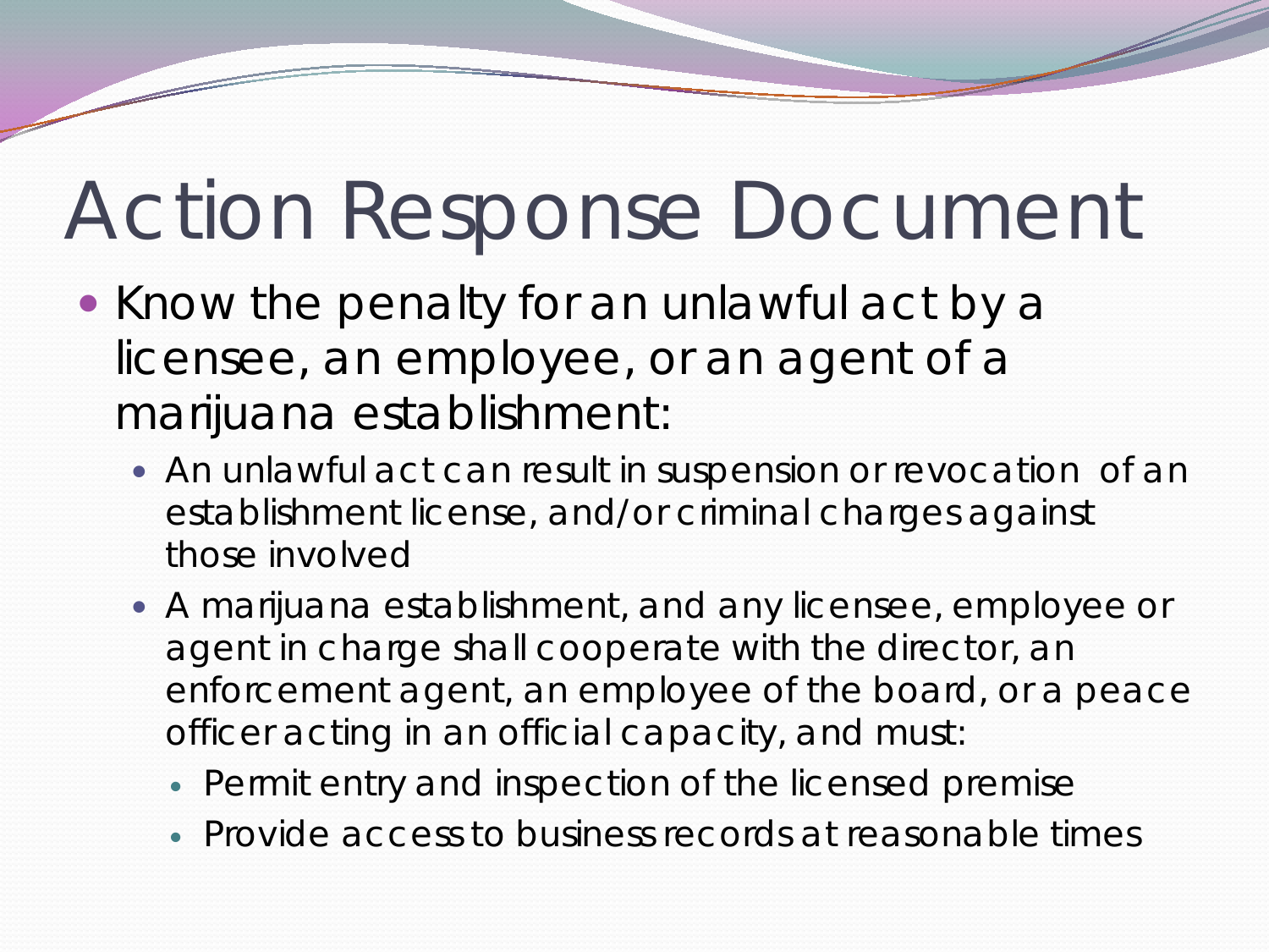# Action Response Document

- Know the penalty for an unlawful act by a licensee, an employee, or an agent of a marijuana establishment:
  - An unlawful act can result in suspension or revocation of an establishment license, and/or criminal charges against those involved
  - A marijuana establishment, and any licensee, employee or agent in charge shall cooperate with the director, an enforcement agent, an employee of the board, or a peace officer acting in an official capacity, and must:
    - Permit entry and inspection of the licensed premise
    - Provide access to business records at reasonable times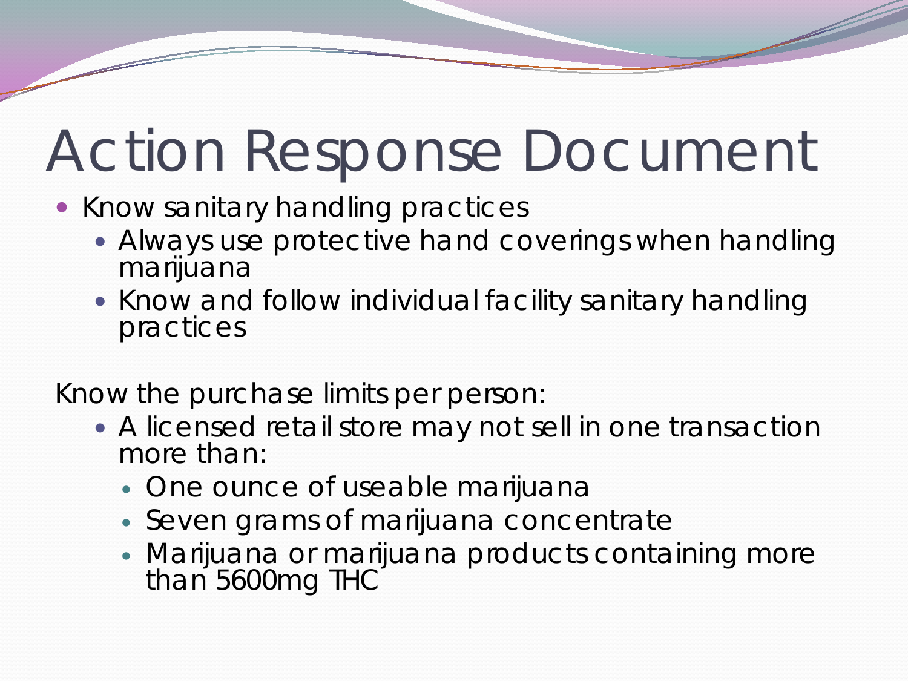# Action Response Document

- Know sanitary handling practices
  - Always use protective hand coverings when handling marijuana
  - Know and follow individual facility sanitary handling practices

Know the purchase limits per person:

- A licensed retail store may not sell in one transaction more than:
  - One ounce of useable marijuana
  - Seven grams of marijuana concentrate
  - Marijuana or marijuana products containing more than 5600mg THC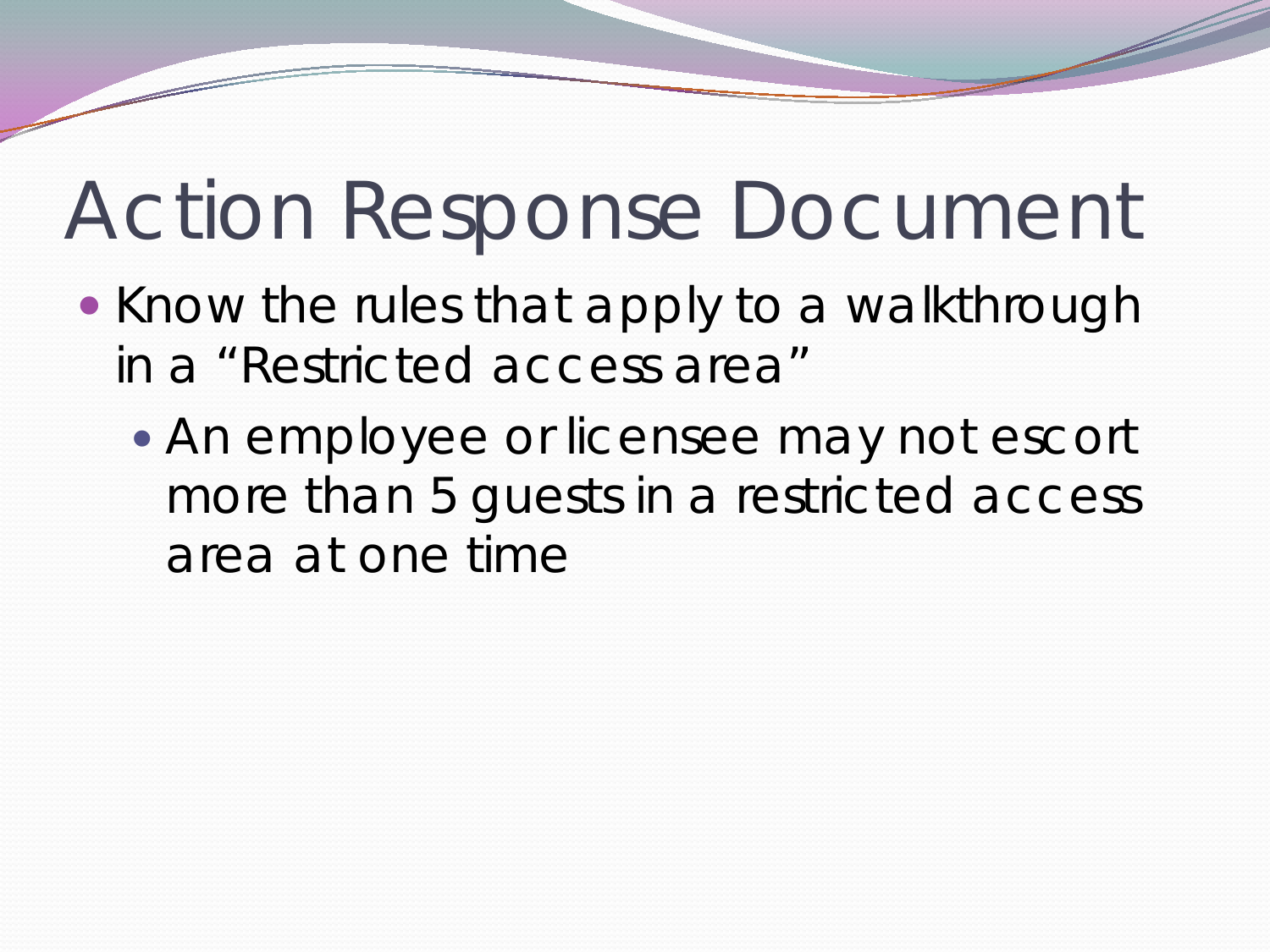# Action Response Document

- Know the rules that apply to a walkthrough in a “Restricted access area”
  - An employee or licensee may not escort more than 5 guests in a restricted access area at one time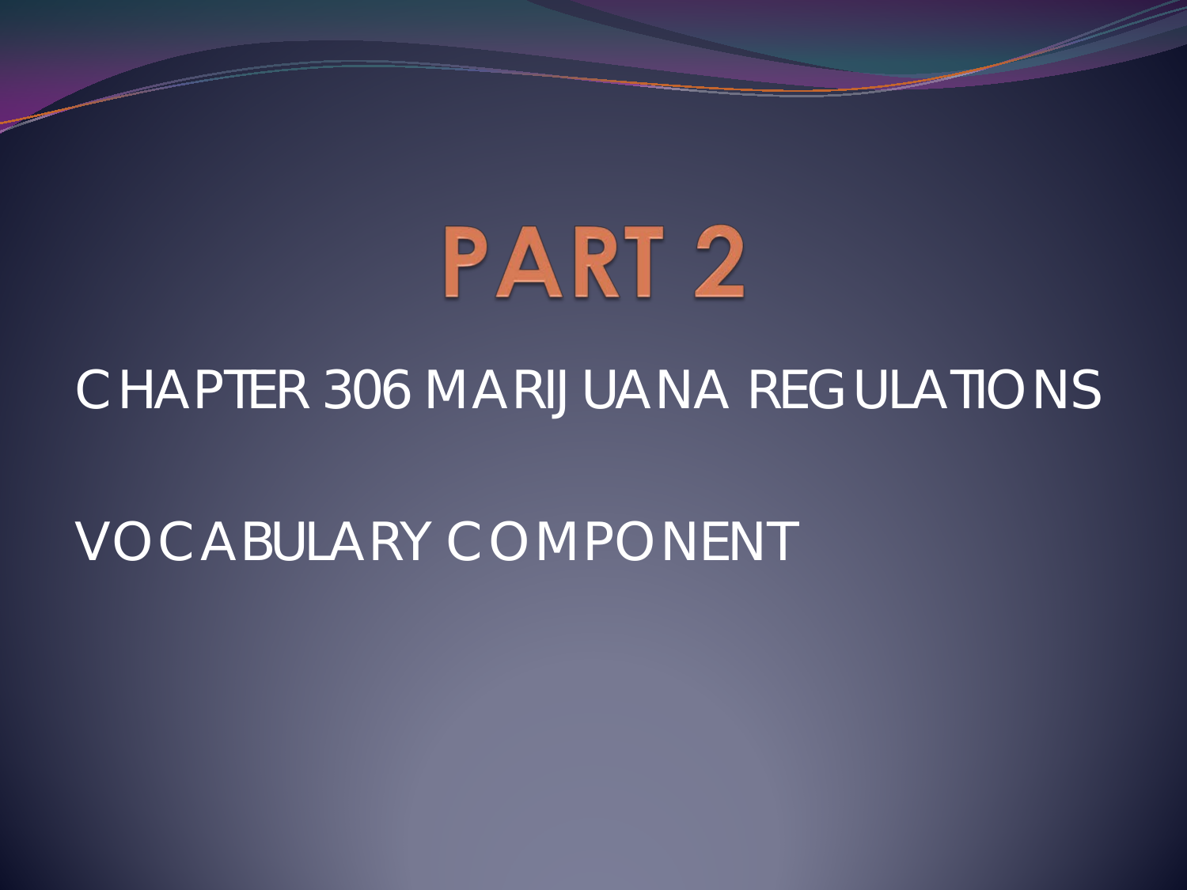# PART 2

CHAPTER 306 MARIJUANA REGULATIONS

VOCABULARY COMPONENT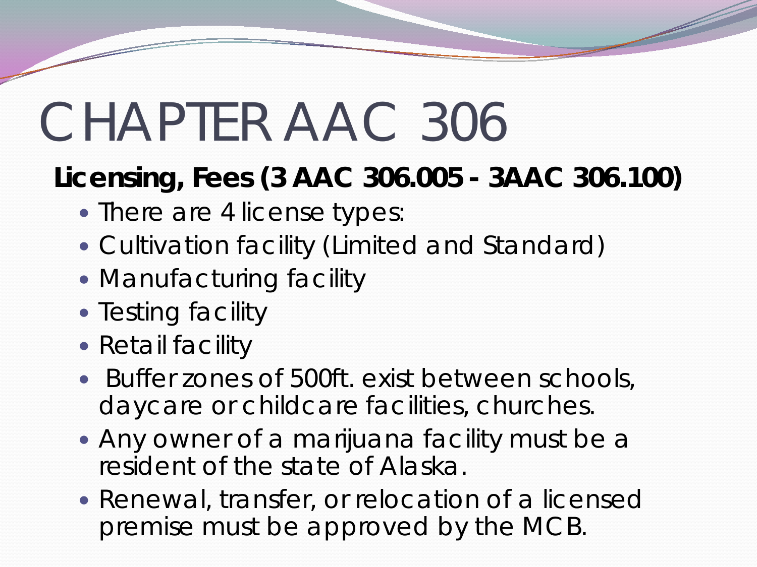# CHAPTER AAC 306

**Licensing, Fees (3 AAC 306.005 - 3AAC 306.100)**

- There are 4 license types:
- Cultivation facility (Limited and Standard)
- Manufacturing facility
- Testing facility
- Retail facility
- Buffer zones of 500ft. exist between schools, daycare or childcare facilities, churches.
- Any owner of a marijuana facility must be a resident of the state of Alaska.
- Renewal, transfer, or relocation of a licensed premise must be approved by the MCB.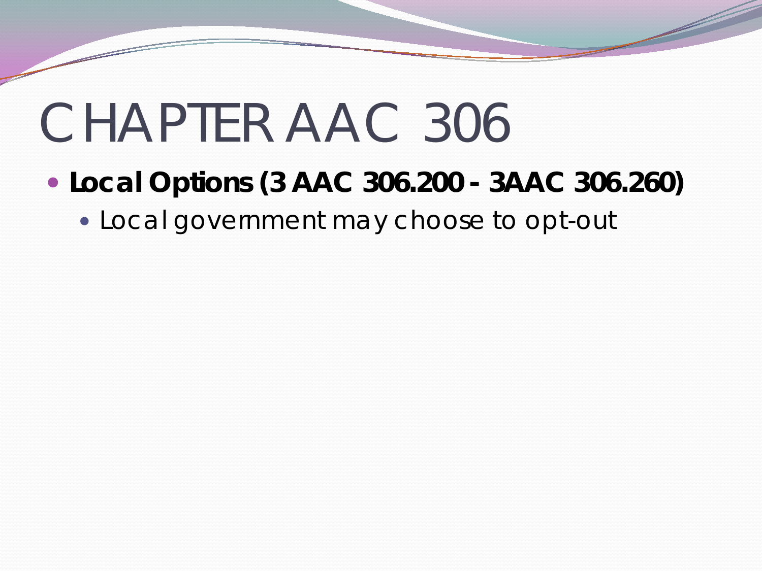# CHAPTER AAC 306

- **Local Options (3 AAC 306.200 - 3AAC 306.260)**
  - Local government may choose to opt-out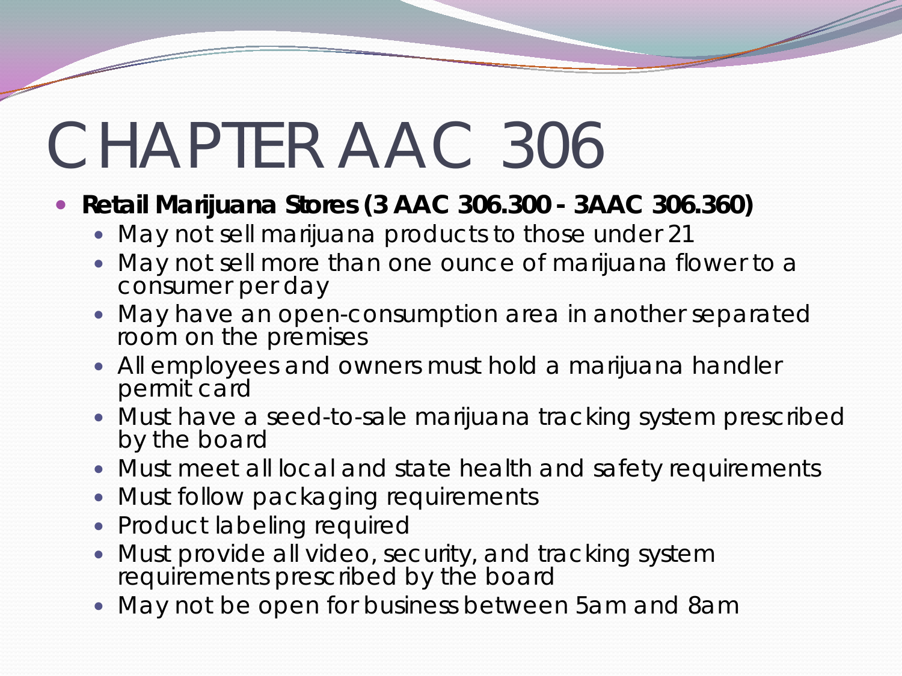# CHAPTER AAC 306

- **Retail Marijuana Stores (3 AAC 306.300 - 3AAC 306.360)**
  - May not sell marijuana products to those under 21
  - May not sell more than one ounce of marijuana flower to a consumer per day
  - May have an open-consumption area in another separated room on the premises
  - All employees and owners must hold a marijuana handler permit card
  - Must have a seed-to-sale marijuana tracking system prescribed by the board
  - Must meet all local and state health and safety requirements
  - Must follow packaging requirements
  - Product labeling required
  - Must provide all video, security, and tracking system requirements prescribed by the board
  - May not be open for business between 5am and 8am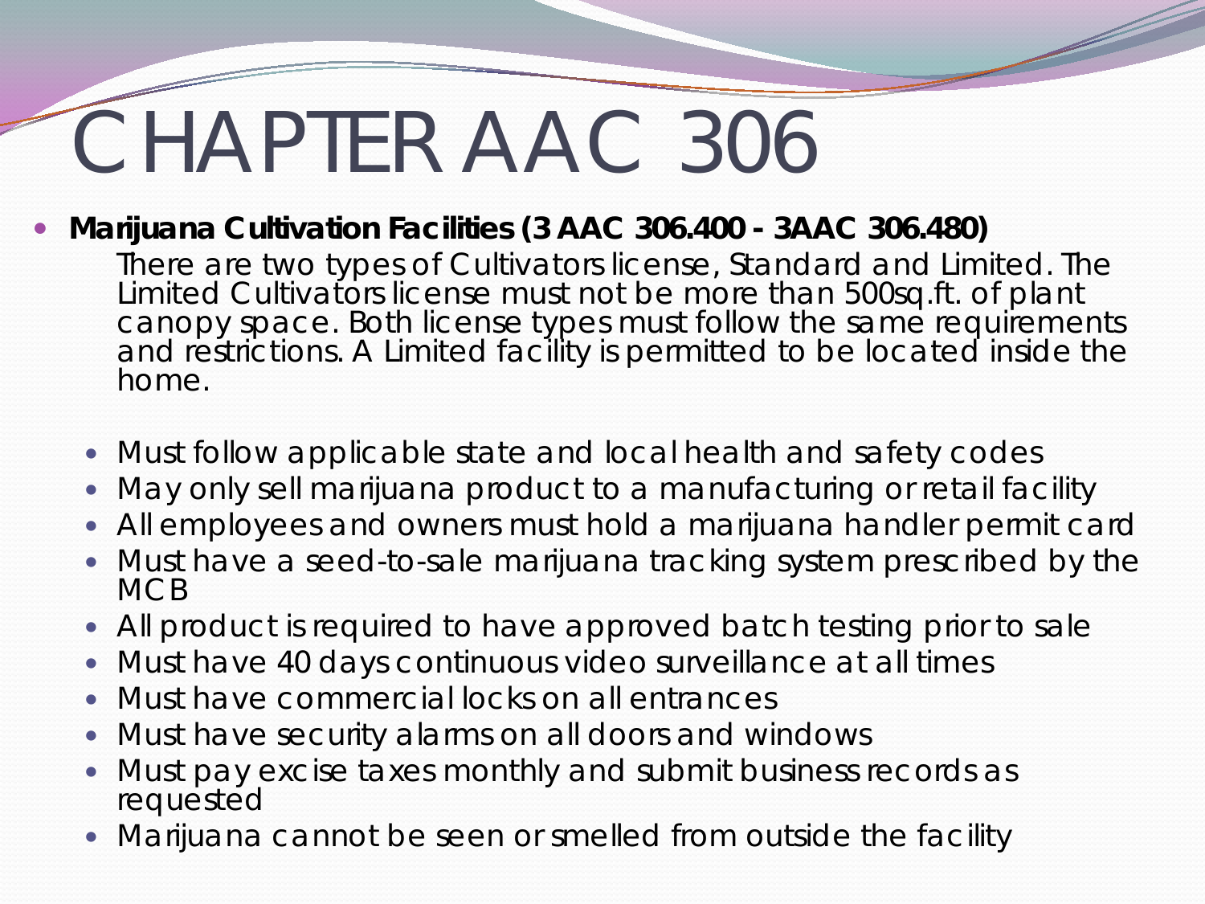# CHAPTER AAC 306

- **Marijuana Cultivation Facilities (3 AAC 306.400 - 3AAC 306.480)**

  There are two types of Cultivators license, Standard and Limited. The Limited Cultivators license must not be more than 500sq.ft. of plant canopy space. Both license types must follow the same requirements and restrictions. A Limited facility is permitted to be located inside the home.

  - Must follow applicable state and local health and safety codes
  - May only sell marijuana product to a manufacturing or retail facility
  - All employees and owners must hold a marijuana handler permit card
  - Must have a seed-to-sale marijuana tracking system prescribed by the MCB
  - All product is required to have approved batch testing prior to sale
  - Must have 40 days continuous video surveillance at all times
  - Must have commercial locks on all entrances
  - Must have security alarms on all doors and windows
  - Must pay excise taxes monthly and submit business records as requested
  - Marijuana cannot be seen or smelled from outside the facility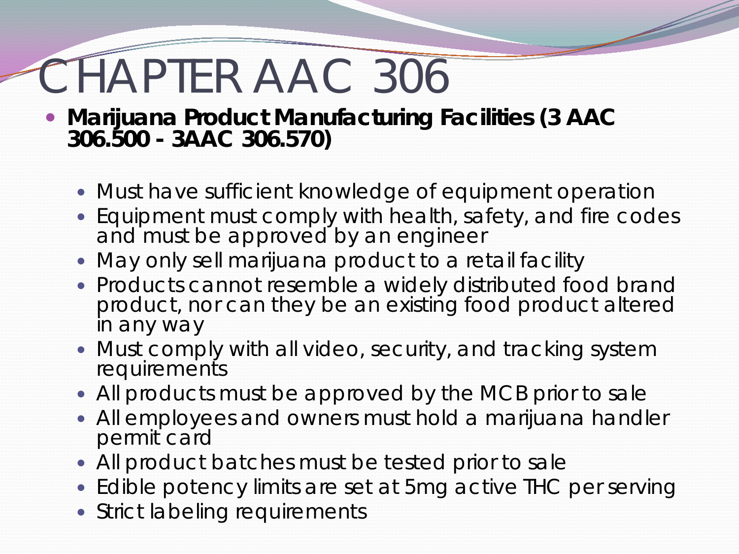# CHAPTER AAC 306

- **Marijuana Product Manufacturing Facilities (3 AAC 306.500 - 3AAC 306.570)**
  - Must have sufficient knowledge of equipment operation
  - Equipment must comply with health, safety, and fire codes and must be approved by an engineer
  - May only sell marijuana product to a retail facility
  - Products cannot resemble a widely distributed food brand product, nor can they be an existing food product altered in any way
  - Must comply with all video, security, and tracking system requirements
  - All products must be approved by the MCB prior to sale
  - All employees and owners must hold a marijuana handler permit card
  - All product batches must be tested prior to sale
  - Edible potency limits are set at 5mg active THC per serving
  - Strict labeling requirements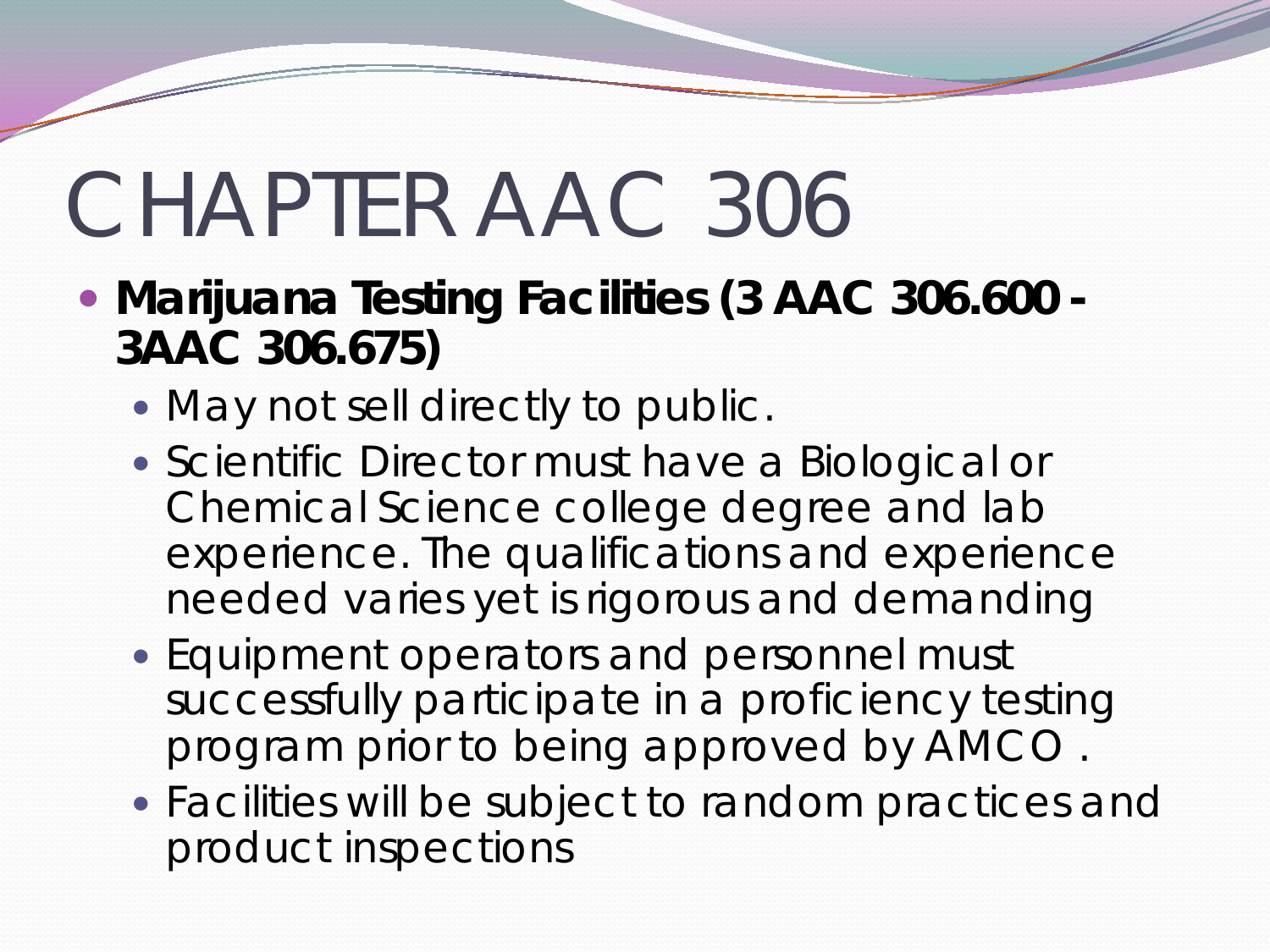# CHAPTER AAC 306

- **Marijuana Testing Facilities (3 AAC 306.600 - 3AAC 306.675)**
  - May not sell directly to public.
  - Scientific Director must have a Biological or Chemical Science college degree and lab experience. The qualifications and experience needed varies yet is rigorous and demanding
  - Equipment operators and personnel must successfully participate in a proficiency testing program prior to being approved by AMCO .
  - Facilities will be subject to random practices and product inspections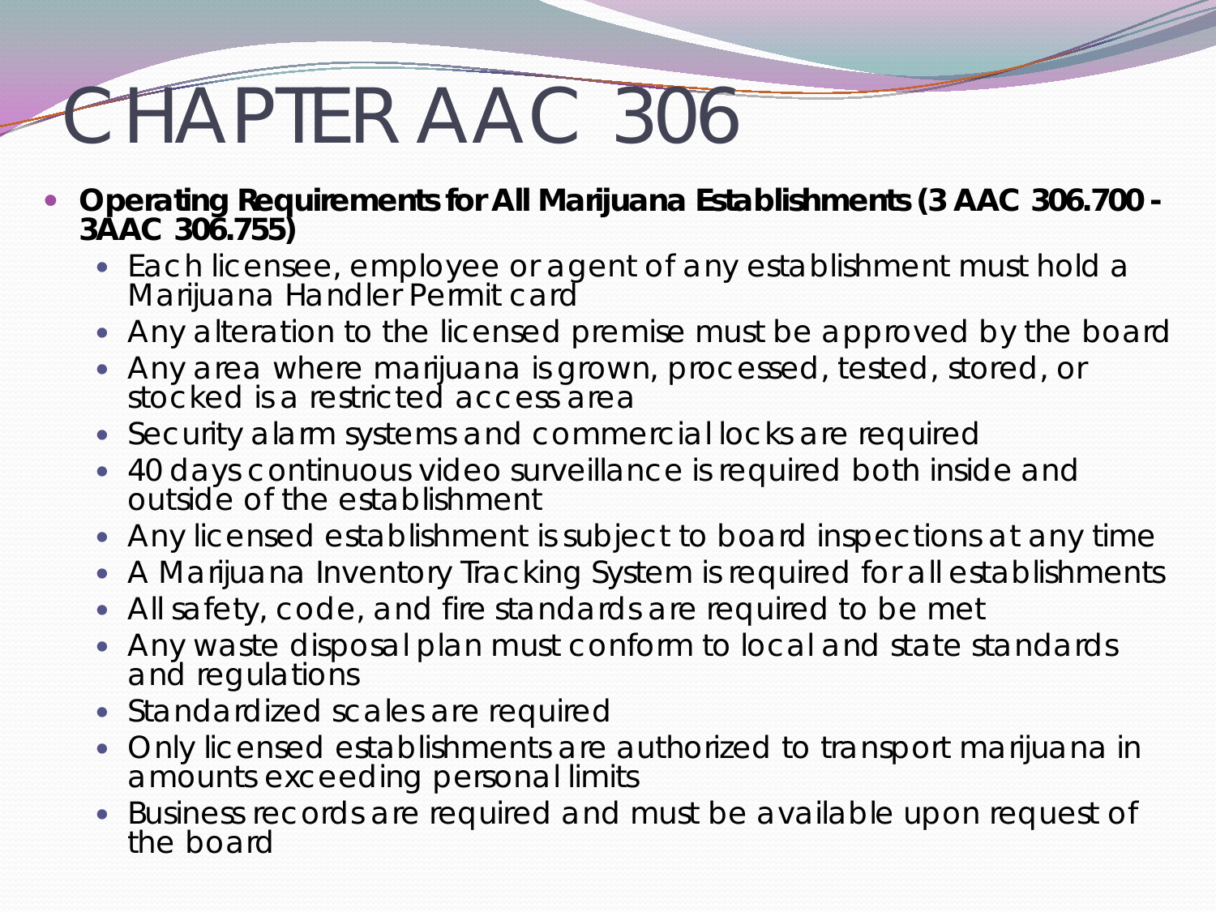# CHAPTER AAC 306

- **Operating Requirements for All Marijuana Establishments (3 AAC 306.700 - 3AAC 306.755)**
  - Each licensee, employee or agent of any establishment must hold a Marijuana Handler Permit card
  - Any alteration to the licensed premise must be approved by the board
  - Any area where marijuana is grown, processed, tested, stored, or stocked is a restricted access area
  - Security alarm systems and commercial locks are required
  - 40 days continuous video surveillance is required both inside and outside of the establishment
  - Any licensed establishment is subject to board inspections at any time
  - A Marijuana Inventory Tracking System is required for all establishments
  - All safety, code, and fire standards are required to be met
  - Any waste disposal plan must conform to local and state standards and regulations
  - Standardized scales are required
  - Only licensed establishments are authorized to transport marijuana in amounts exceeding personal limits
  - Business records are required and must be available upon request of the board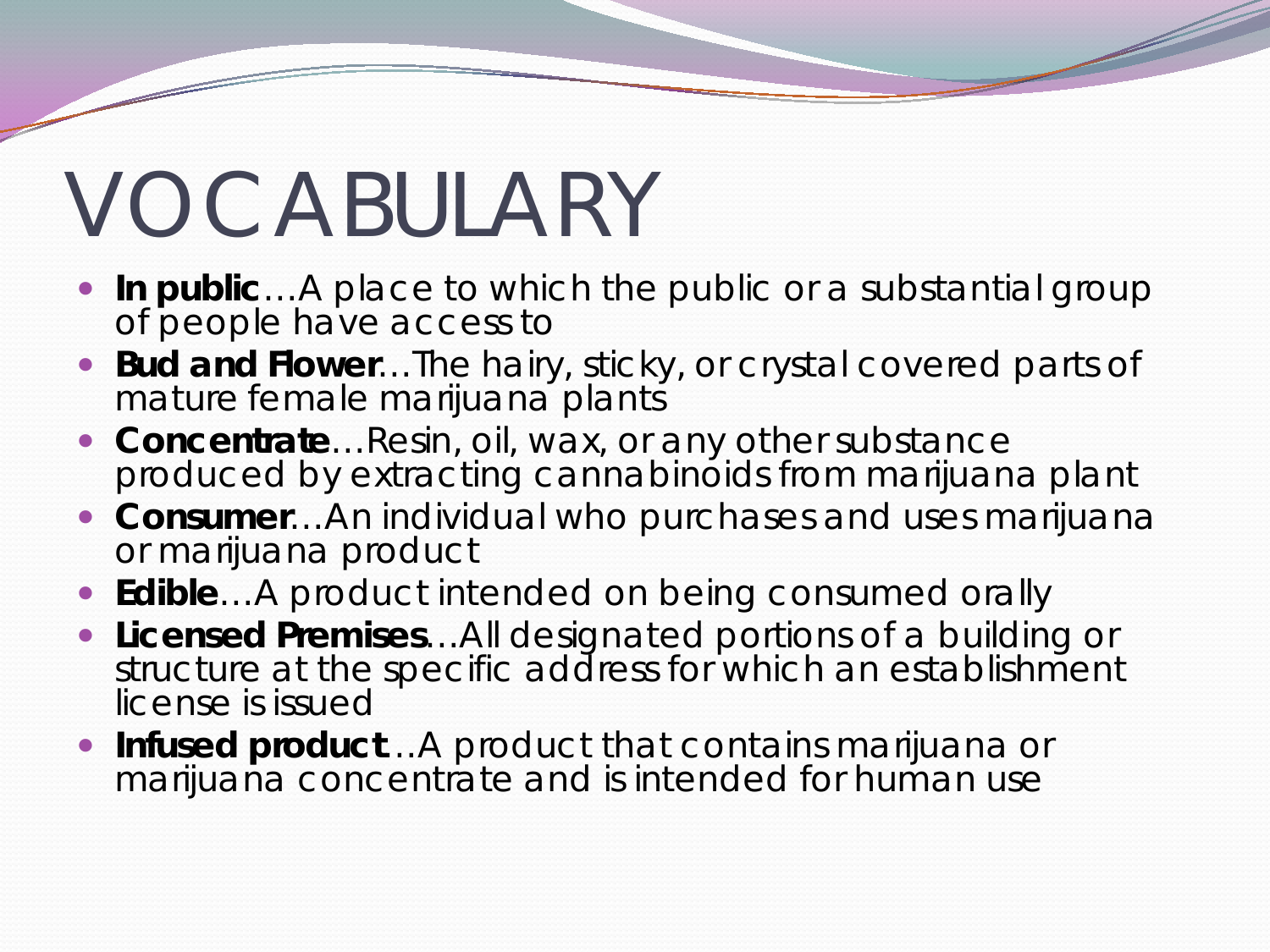# VOCABULARY

- **In public**…A place to which the public or a substantial group of people have access to
- **Bud and Flower**…The hairy, sticky, or crystal covered parts of mature female marijuana plants
- **Concentrate**…Resin, oil, wax, or any other substance produced by extracting cannabinoids from marijuana plant
- **Consumer**…An individual who purchases and uses marijuana or marijuana product
- **Edible**…A product intended on being consumed orally
- **Licensed Premises**…All designated portions of a building or structure at the specific address for which an establishment license is issued
- **Infused product**…A product that contains marijuana or marijuana concentrate and is intended for human use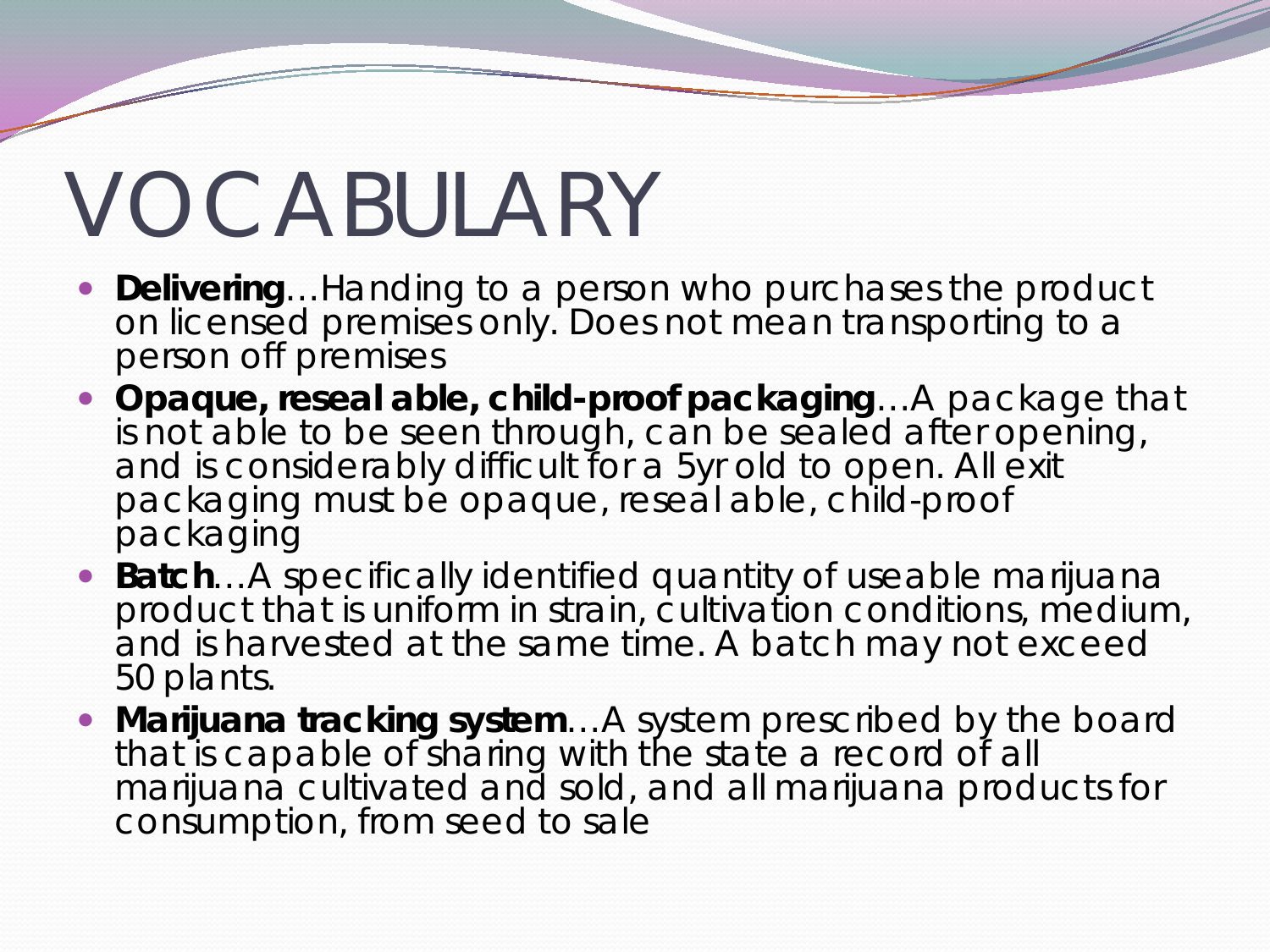# VOCABULARY

- **Delivering**…Handing to a person who purchases the product on licensed premises only. Does not mean transporting to a person off premises
- **Opaque, reseal able, child-proof packaging**…A package that is not able to be seen through, can be sealed after opening, and is considerably difficult for a 5yr old to open. All exit packaging must be opaque, reseal able, child-proof packaging
- **Batch**…A specifically identified quantity of useable marijuana product that is uniform in strain, cultivation conditions, medium, and is harvested at the same time. A batch may not exceed 50 plants.
- **Marijuana tracking system**…A system prescribed by the board that is capable of sharing with the state a record of all marijuana cultivated and sold, and all marijuana products for consumption, from seed to sale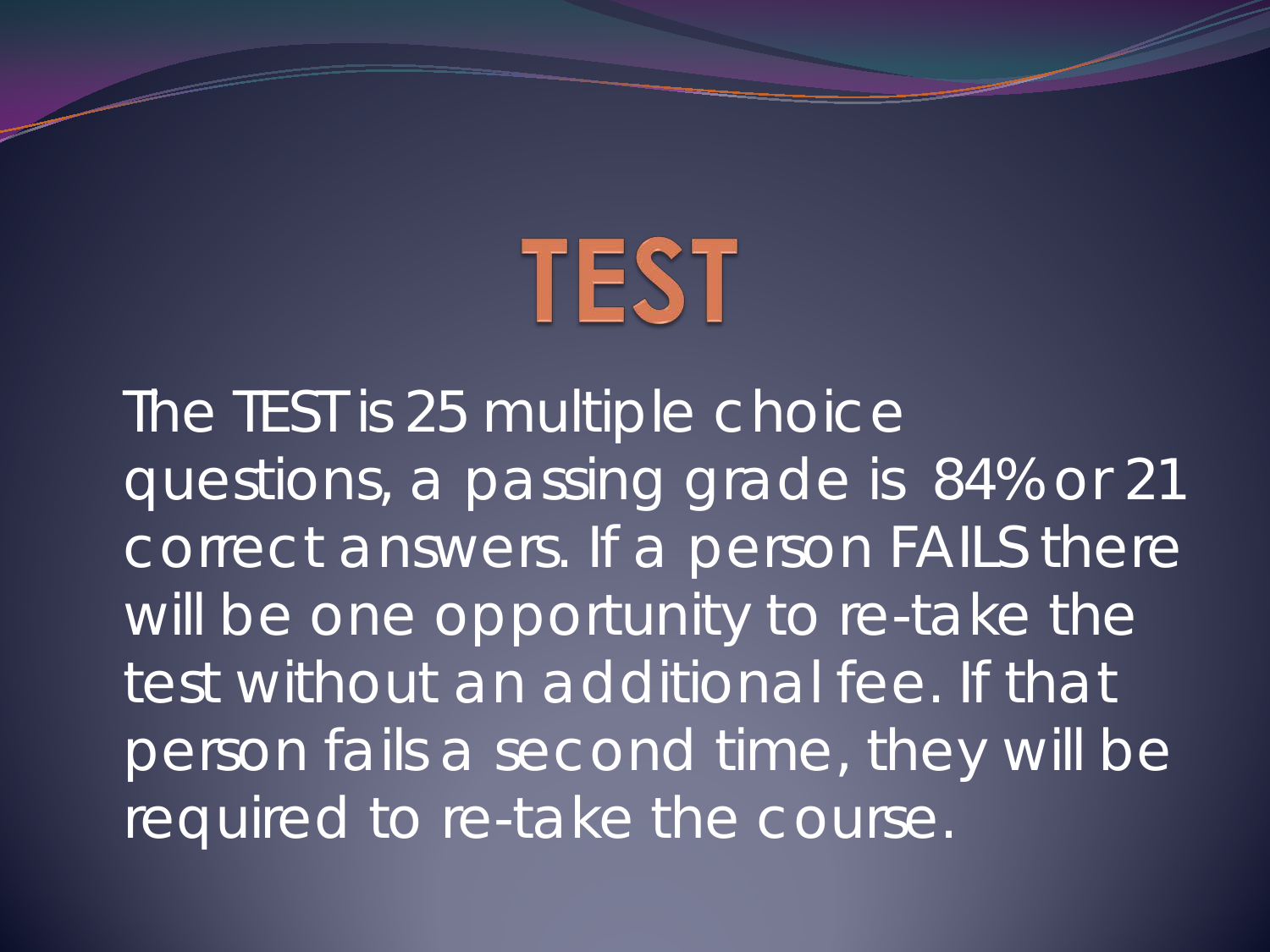# TEST

The TEST is 25 multiple choice questions, a passing grade is 84% or 21 correct answers. If a person FAILS there will be one opportunity to re-take the test without an additional fee. If that person fails a second time, they will be required to re-take the course.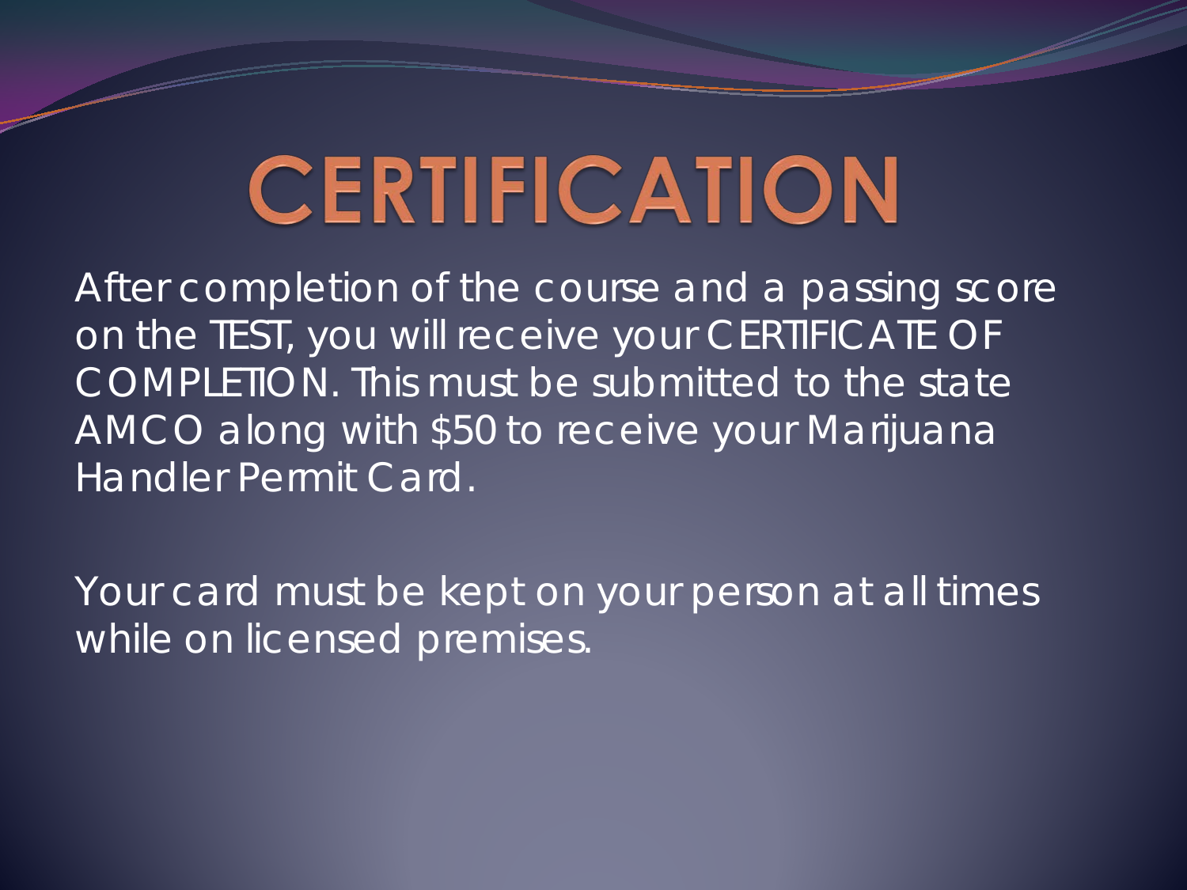# CERTIFICATION

After completion of the course and a passing score on the TEST, you will receive your CERTIFICATE OF COMPLETION. This must be submitted to the state AMCO along with $50 to receive your Marijuana Handler Permit Card.

Your card must be kept on your person at all times while on licensed premises.